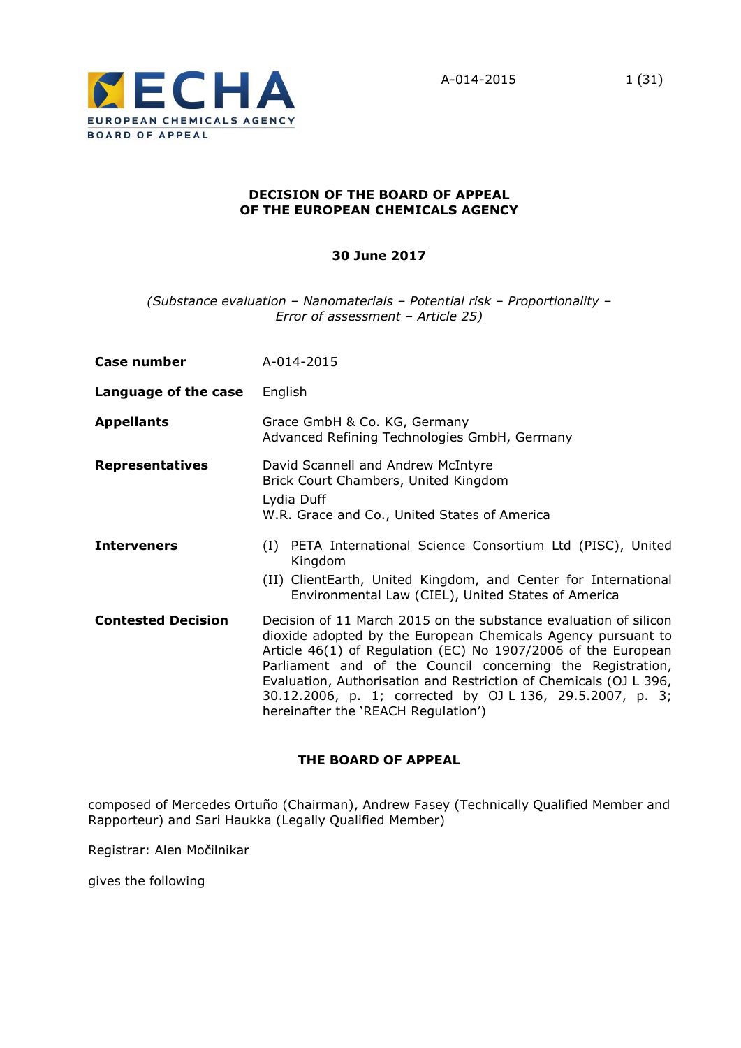# DECISION OF THE BOARD OF APPEAL
# OF THE EUROPEAN CHEMICALS AGENCY

**30 June 2017**

*(Substance evaluation – Nanomaterials – Potential risk – Proportionality – Error of assessment – Article 25)*

| | |
|---|---|
| **Case number** | A-014-2015 |
| **Language of the case** | English |
| **Appellants** | Grace GmbH & Co. KG, Germany<br>Advanced Refining Technologies GmbH, Germany |
| **Representatives** | David Scannell and Andrew McIntyre<br>Brick Court Chambers, United Kingdom<br>Lydia Duff<br>W.R. Grace and Co., United States of America |
| **Interveners** | (I) PETA International Science Consortium Ltd (PISC), United Kingdom<br>(II) ClientEarth, United Kingdom, and Center for International Environmental Law (CIEL), United States of America |
| **Contested Decision** | Decision of 11 March 2015 on the substance evaluation of silicon dioxide adopted by the European Chemicals Agency pursuant to Article 46(1) of Regulation (EC) No 1907/2006 of the European Parliament and of the Council concerning the Registration, Evaluation, Authorisation and Restriction of Chemicals (OJ L 396, 30.12.2006, p. 1; corrected by OJ L 136, 29.5.2007, p. 3; hereinafter the 'REACH Regulation') |

## THE BOARD OF APPEAL

composed of Mercedes Ortuño (Chairman), Andrew Fasey (Technically Qualified Member and Rapporteur) and Sari Haukka (Legally Qualified Member)

Registrar: Alen Močilnikar

gives the following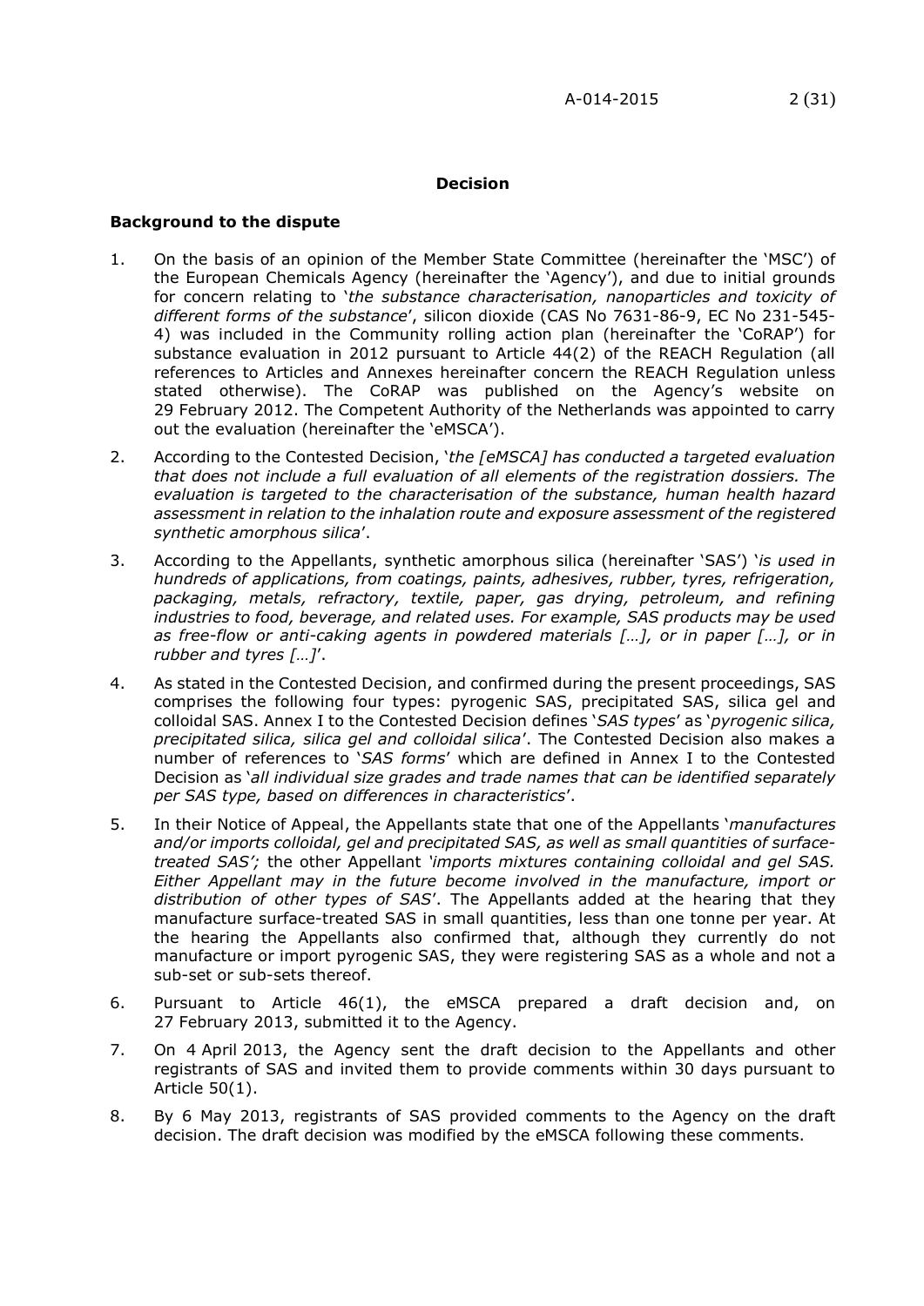**Decision**

**Background to the dispute**

1. On the basis of an opinion of the Member State Committee (hereinafter the 'MSC') of the European Chemicals Agency (hereinafter the 'Agency'), and due to initial grounds for concern relating to '*the substance characterisation, nanoparticles and toxicity of different forms of the substance*', silicon dioxide (CAS No 7631-86-9, EC No 231-545-4) was included in the Community rolling action plan (hereinafter the 'CoRAP') for substance evaluation in 2012 pursuant to Article 44(2) of the REACH Regulation (all references to Articles and Annexes hereinafter concern the REACH Regulation unless stated otherwise). The CoRAP was published on the Agency's website on 29 February 2012. The Competent Authority of the Netherlands was appointed to carry out the evaluation (hereinafter the 'eMSCA').

2. According to the Contested Decision, '*the [eMSCA] has conducted a targeted evaluation that does not include a full evaluation of all elements of the registration dossiers. The evaluation is targeted to the characterisation of the substance, human health hazard assessment in relation to the inhalation route and exposure assessment of the registered synthetic amorphous silica*'.

3. According to the Appellants, synthetic amorphous silica (hereinafter 'SAS') '*is used in hundreds of applications, from coatings, paints, adhesives, rubber, tyres, refrigeration, packaging, metals, refractory, textile, paper, gas drying, petroleum, and refining industries to food, beverage, and related uses. For example, SAS products may be used as free-flow or anti-caking agents in powdered materials […], or in paper […], or in rubber and tyres […]*'.

4. As stated in the Contested Decision, and confirmed during the present proceedings, SAS comprises the following four types: pyrogenic SAS, precipitated SAS, silica gel and colloidal SAS. Annex I to the Contested Decision defines '*SAS types*' as '*pyrogenic silica, precipitated silica, silica gel and colloidal silica*'. The Contested Decision also makes a number of references to '*SAS forms*' which are defined in Annex I to the Contested Decision as '*all individual size grades and trade names that can be identified separately per SAS type, based on differences in characteristics*'.

5. In their Notice of Appeal, the Appellants state that one of the Appellants '*manufactures and/or imports colloidal, gel and precipitated SAS, as well as small quantities of surface-treated SAS';* the other Appellant *'imports mixtures containing colloidal and gel SAS. Either Appellant may in the future become involved in the manufacture, import or distribution of other types of SAS*'. The Appellants added at the hearing that they manufacture surface-treated SAS in small quantities, less than one tonne per year. At the hearing the Appellants also confirmed that, although they currently do not manufacture or import pyrogenic SAS, they were registering SAS as a whole and not a sub-set or sub-sets thereof.

6. Pursuant to Article 46(1), the eMSCA prepared a draft decision and, on 27 February 2013, submitted it to the Agency.

7. On 4 April 2013, the Agency sent the draft decision to the Appellants and other registrants of SAS and invited them to provide comments within 30 days pursuant to Article 50(1).

8. By 6 May 2013, registrants of SAS provided comments to the Agency on the draft decision. The draft decision was modified by the eMSCA following these comments.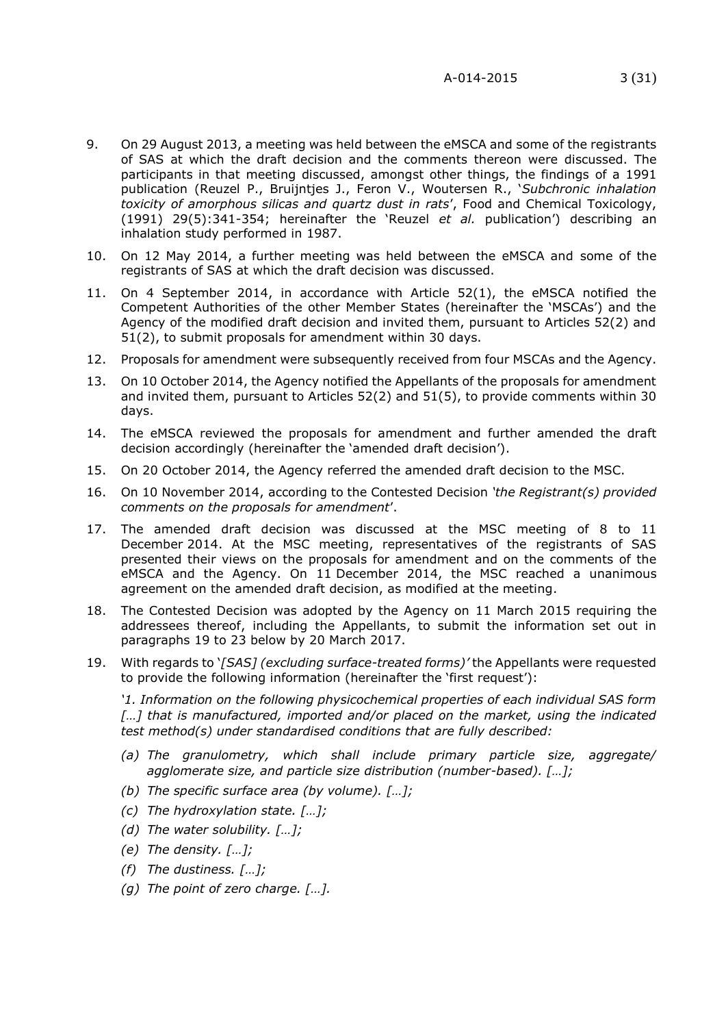9. On 29 August 2013, a meeting was held between the eMSCA and some of the registrants of SAS at which the draft decision and the comments thereon were discussed. The participants in that meeting discussed, amongst other things, the findings of a 1991 publication (Reuzel P., Bruijntjes J., Feron V., Woutersen R., '*Subchronic inhalation toxicity of amorphous silicas and quartz dust in rats*', Food and Chemical Toxicology, (1991) 29(5):341-354; hereinafter the 'Reuzel *et al.* publication') describing an inhalation study performed in 1987.

10. On 12 May 2014, a further meeting was held between the eMSCA and some of the registrants of SAS at which the draft decision was discussed.

11. On 4 September 2014, in accordance with Article 52(1), the eMSCA notified the Competent Authorities of the other Member States (hereinafter the 'MSCAs') and the Agency of the modified draft decision and invited them, pursuant to Articles 52(2) and 51(2), to submit proposals for amendment within 30 days.

12. Proposals for amendment were subsequently received from four MSCAs and the Agency.

13. On 10 October 2014, the Agency notified the Appellants of the proposals for amendment and invited them, pursuant to Articles 52(2) and 51(5), to provide comments within 30 days.

14. The eMSCA reviewed the proposals for amendment and further amended the draft decision accordingly (hereinafter the 'amended draft decision').

15. On 20 October 2014, the Agency referred the amended draft decision to the MSC.

16. On 10 November 2014, according to the Contested Decision *'the Registrant(s) provided comments on the proposals for amendment*'.

17. The amended draft decision was discussed at the MSC meeting of 8 to 11 December 2014. At the MSC meeting, representatives of the registrants of SAS presented their views on the proposals for amendment and on the comments of the eMSCA and the Agency. On 11 December 2014, the MSC reached a unanimous agreement on the amended draft decision, as modified at the meeting.

18. The Contested Decision was adopted by the Agency on 11 March 2015 requiring the addressees thereof, including the Appellants, to submit the information set out in paragraphs 19 to 23 below by 20 March 2017.

19. With regards to '*[SAS] (excluding surface-treated forms)'* the Appellants were requested to provide the following information (hereinafter the 'first request'):

    *'1. Information on the following physicochemical properties of each individual SAS form […] that is manufactured, imported and/or placed on the market, using the indicated test method(s) under standardised conditions that are fully described:*

    - *(a) The granulometry, which shall include primary particle size, aggregate/ agglomerate size, and particle size distribution (number-based). […];*
    - *(b) The specific surface area (by volume). […];*
    - *(c) The hydroxylation state. […];*
    - *(d) The water solubility. […];*
    - *(e) The density. […];*
    - *(f) The dustiness. […];*
    - *(g) The point of zero charge. […].*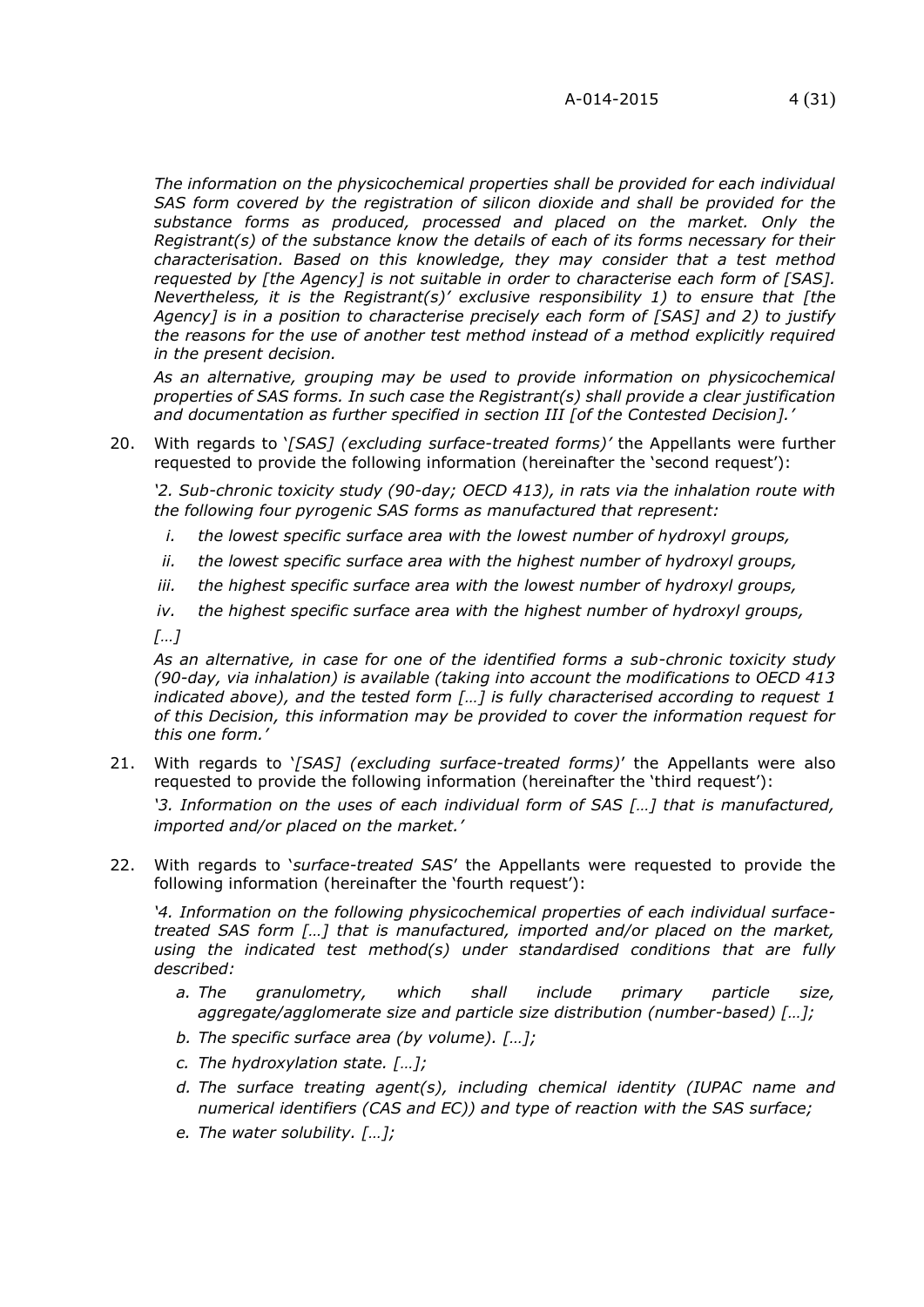*The information on the physicochemical properties shall be provided for each individual SAS form covered by the registration of silicon dioxide and shall be provided for the substance forms as produced, processed and placed on the market. Only the Registrant(s) of the substance know the details of each of its forms necessary for their characterisation. Based on this knowledge, they may consider that a test method requested by [the Agency] is not suitable in order to characterise each form of [SAS]. Nevertheless, it is the Registrant(s)' exclusive responsibility 1) to ensure that [the Agency] is in a position to characterise precisely each form of [SAS] and 2) to justify the reasons for the use of another test method instead of a method explicitly required in the present decision.*

*As an alternative, grouping may be used to provide information on physicochemical properties of SAS forms. In such case the Registrant(s) shall provide a clear justification and documentation as further specified in section III [of the Contested Decision].'*

20. With regards to '*[SAS] (excluding surface-treated forms)*' the Appellants were further requested to provide the following information (hereinafter the 'second request'):

    *'2. Sub-chronic toxicity study (90-day; OECD 413), in rats via the inhalation route with the following four pyrogenic SAS forms as manufactured that represent:*

    *i. the lowest specific surface area with the lowest number of hydroxyl groups,*

    *ii. the lowest specific surface area with the highest number of hydroxyl groups,*

    *iii. the highest specific surface area with the lowest number of hydroxyl groups,*

    *iv. the highest specific surface area with the highest number of hydroxyl groups,*

    *[…]*

    *As an alternative, in case for one of the identified forms a sub-chronic toxicity study (90-day, via inhalation) is available (taking into account the modifications to OECD 413 indicated above), and the tested form […] is fully characterised according to request 1 of this Decision, this information may be provided to cover the information request for this one form.'*

21. With regards to '*[SAS] (excluding surface-treated forms)*' the Appellants were also requested to provide the following information (hereinafter the 'third request'):

    *'3. Information on the uses of each individual form of SAS […] that is manufactured, imported and/or placed on the market.'*

22. With regards to '*surface-treated SAS*' the Appellants were requested to provide the following information (hereinafter the 'fourth request'):

    *'4. Information on the following physicochemical properties of each individual surface-treated SAS form […] that is manufactured, imported and/or placed on the market, using the indicated test method(s) under standardised conditions that are fully described:*

    *a. The granulometry, which shall include primary particle size, aggregate/agglomerate size and particle size distribution (number-based) […];*

    *b. The specific surface area (by volume). […];*

    *c. The hydroxylation state. […];*

    *d. The surface treating agent(s), including chemical identity (IUPAC name and numerical identifiers (CAS and EC)) and type of reaction with the SAS surface;*

    *e. The water solubility. […];*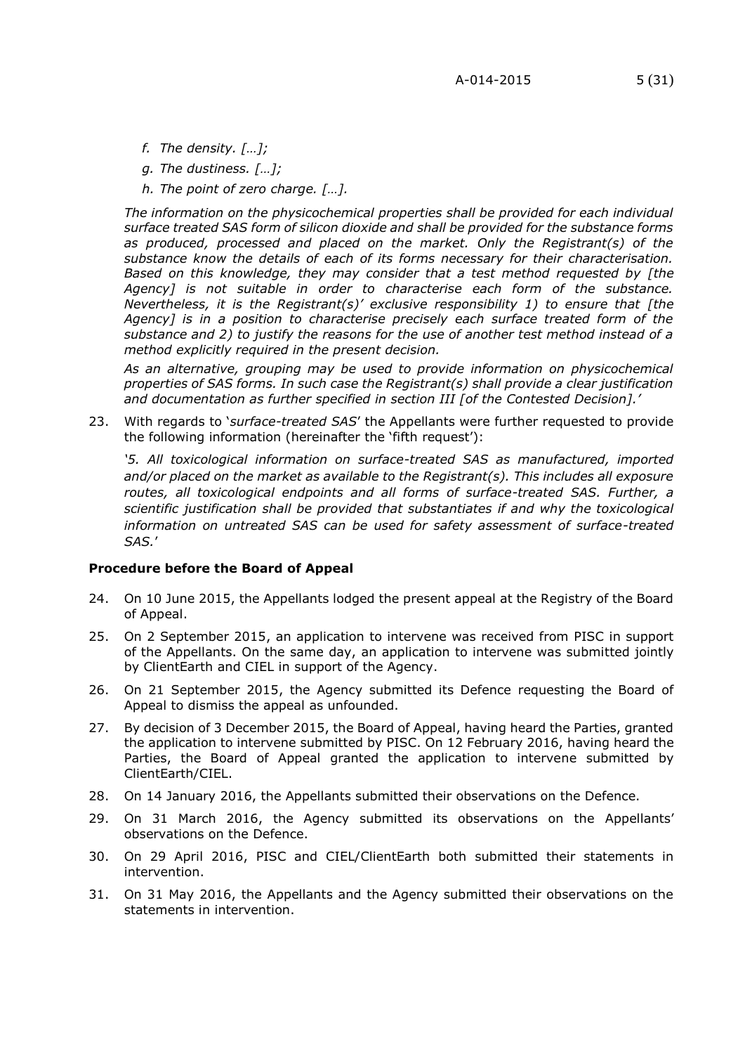*f. The density. […];*

*g. The dustiness. […];*

*h. The point of zero charge. […].*

*The information on the physicochemical properties shall be provided for each individual surface treated SAS form of silicon dioxide and shall be provided for the substance forms as produced, processed and placed on the market. Only the Registrant(s) of the substance know the details of each of its forms necessary for their characterisation. Based on this knowledge, they may consider that a test method requested by [the Agency] is not suitable in order to characterise each form of the substance. Nevertheless, it is the Registrant(s)' exclusive responsibility 1) to ensure that [the Agency] is in a position to characterise precisely each surface treated form of the substance and 2) to justify the reasons for the use of another test method instead of a method explicitly required in the present decision.*

*As an alternative, grouping may be used to provide information on physicochemical properties of SAS forms. In such case the Registrant(s) shall provide a clear justification and documentation as further specified in section III [of the Contested Decision].'*

23. With regards to '*surface-treated SAS*' the Appellants were further requested to provide the following information (hereinafter the 'fifth request'):

*'5. All toxicological information on surface-treated SAS as manufactured, imported and/or placed on the market as available to the Registrant(s). This includes all exposure routes, all toxicological endpoints and all forms of surface-treated SAS. Further, a scientific justification shall be provided that substantiates if and why the toxicological information on untreated SAS can be used for safety assessment of surface-treated SAS.'*

**Procedure before the Board of Appeal**

24. On 10 June 2015, the Appellants lodged the present appeal at the Registry of the Board of Appeal.

25. On 2 September 2015, an application to intervene was received from PISC in support of the Appellants. On the same day, an application to intervene was submitted jointly by ClientEarth and CIEL in support of the Agency.

26. On 21 September 2015, the Agency submitted its Defence requesting the Board of Appeal to dismiss the appeal as unfounded.

27. By decision of 3 December 2015, the Board of Appeal, having heard the Parties, granted the application to intervene submitted by PISC. On 12 February 2016, having heard the Parties, the Board of Appeal granted the application to intervene submitted by ClientEarth/CIEL.

28. On 14 January 2016, the Appellants submitted their observations on the Defence.

29. On 31 March 2016, the Agency submitted its observations on the Appellants' observations on the Defence.

30. On 29 April 2016, PISC and CIEL/ClientEarth both submitted their statements in intervention.

31. On 31 May 2016, the Appellants and the Agency submitted their observations on the statements in intervention.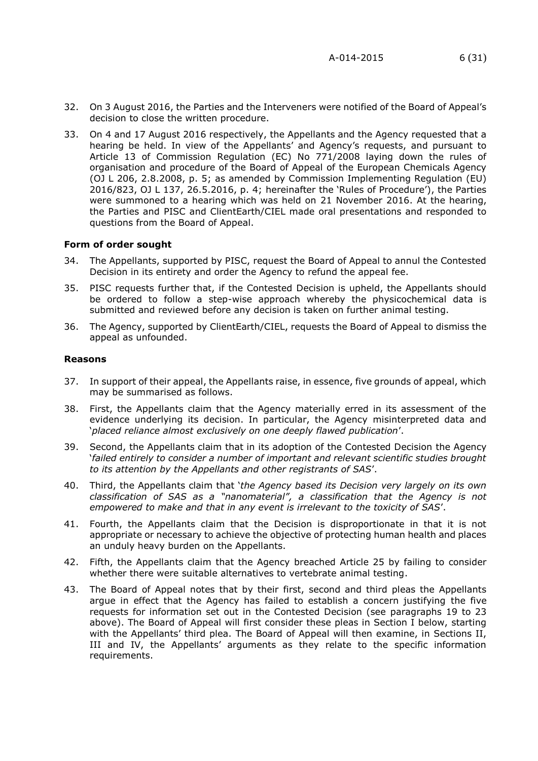32. On 3 August 2016, the Parties and the Interveners were notified of the Board of Appeal's decision to close the written procedure.

33. On 4 and 17 August 2016 respectively, the Appellants and the Agency requested that a hearing be held. In view of the Appellants' and Agency's requests, and pursuant to Article 13 of Commission Regulation (EC) No 771/2008 laying down the rules of organisation and procedure of the Board of Appeal of the European Chemicals Agency (OJ L 206, 2.8.2008, p. 5; as amended by Commission Implementing Regulation (EU) 2016/823, OJ L 137, 26.5.2016, p. 4; hereinafter the 'Rules of Procedure'), the Parties were summoned to a hearing which was held on 21 November 2016. At the hearing, the Parties and PISC and ClientEarth/CIEL made oral presentations and responded to questions from the Board of Appeal.

**Form of order sought**

34. The Appellants, supported by PISC, request the Board of Appeal to annul the Contested Decision in its entirety and order the Agency to refund the appeal fee.

35. PISC requests further that, if the Contested Decision is upheld, the Appellants should be ordered to follow a step-wise approach whereby the physicochemical data is submitted and reviewed before any decision is taken on further animal testing.

36. The Agency, supported by ClientEarth/CIEL, requests the Board of Appeal to dismiss the appeal as unfounded.

**Reasons**

37. In support of their appeal, the Appellants raise, in essence, five grounds of appeal, which may be summarised as follows.

38. First, the Appellants claim that the Agency materially erred in its assessment of the evidence underlying its decision. In particular, the Agency misinterpreted data and '*placed reliance almost exclusively on one deeply flawed publication*'.

39. Second, the Appellants claim that in its adoption of the Contested Decision the Agency '*failed entirely to consider a number of important and relevant scientific studies brought to its attention by the Appellants and other registrants of SAS*'.

40. Third, the Appellants claim that '*the Agency based its Decision very largely on its own classification of SAS as a "nanomaterial", a classification that the Agency is not empowered to make and that in any event is irrelevant to the toxicity of SAS*'.

41. Fourth, the Appellants claim that the Decision is disproportionate in that it is not appropriate or necessary to achieve the objective of protecting human health and places an unduly heavy burden on the Appellants.

42. Fifth, the Appellants claim that the Agency breached Article 25 by failing to consider whether there were suitable alternatives to vertebrate animal testing.

43. The Board of Appeal notes that by their first, second and third pleas the Appellants argue in effect that the Agency has failed to establish a concern justifying the five requests for information set out in the Contested Decision (see paragraphs 19 to 23 above). The Board of Appeal will first consider these pleas in Section I below, starting with the Appellants' third plea. The Board of Appeal will then examine, in Sections II, III and IV, the Appellants' arguments as they relate to the specific information requirements.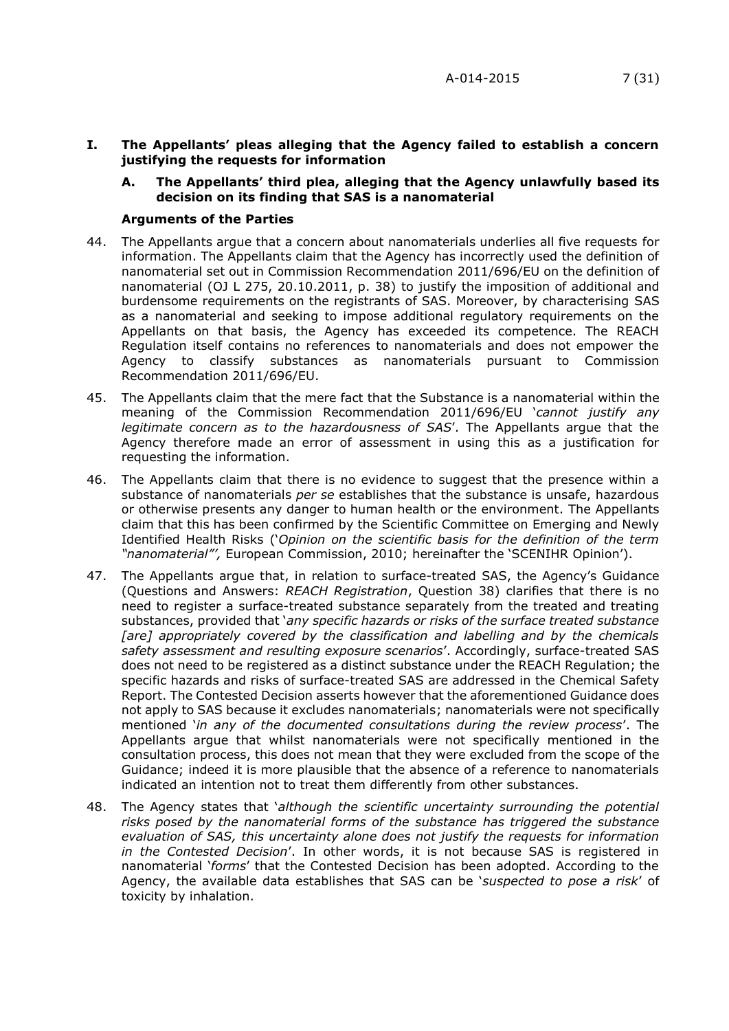## I. The Appellants' pleas alleging that the Agency failed to establish a concern justifying the requests for information

### A. The Appellants' third plea, alleging that the Agency unlawfully based its decision on its finding that SAS is a nanomaterial

#### Arguments of the Parties

44. The Appellants argue that a concern about nanomaterials underlies all five requests for information. The Appellants claim that the Agency has incorrectly used the definition of nanomaterial set out in Commission Recommendation 2011/696/EU on the definition of nanomaterial (OJ L 275, 20.10.2011, p. 38) to justify the imposition of additional and burdensome requirements on the registrants of SAS. Moreover, by characterising SAS as a nanomaterial and seeking to impose additional regulatory requirements on the Appellants on that basis, the Agency has exceeded its competence. The REACH Regulation itself contains no references to nanomaterials and does not empower the Agency to classify substances as nanomaterials pursuant to Commission Recommendation 2011/696/EU.

45. The Appellants claim that the mere fact that the Substance is a nanomaterial within the meaning of the Commission Recommendation 2011/696/EU '*cannot justify any legitimate concern as to the hazardousness of SAS*'. The Appellants argue that the Agency therefore made an error of assessment in using this as a justification for requesting the information.

46. The Appellants claim that there is no evidence to suggest that the presence within a substance of nanomaterials *per se* establishes that the substance is unsafe, hazardous or otherwise presents any danger to human health or the environment. The Appellants claim that this has been confirmed by the Scientific Committee on Emerging and Newly Identified Health Risks ('*Opinion on the scientific basis for the definition of the term "nanomaterial"',* European Commission, 2010; hereinafter the 'SCENIHR Opinion').

47. The Appellants argue that, in relation to surface-treated SAS, the Agency's Guidance (Questions and Answers: *REACH Registration*, Question 38) clarifies that there is no need to register a surface-treated substance separately from the treated and treating substances, provided that '*any specific hazards or risks of the surface treated substance [are] appropriately covered by the classification and labelling and by the chemicals safety assessment and resulting exposure scenarios*'. Accordingly, surface-treated SAS does not need to be registered as a distinct substance under the REACH Regulation; the specific hazards and risks of surface-treated SAS are addressed in the Chemical Safety Report. The Contested Decision asserts however that the aforementioned Guidance does not apply to SAS because it excludes nanomaterials; nanomaterials were not specifically mentioned '*in any of the documented consultations during the review process*'. The Appellants argue that whilst nanomaterials were not specifically mentioned in the consultation process, this does not mean that they were excluded from the scope of the Guidance; indeed it is more plausible that the absence of a reference to nanomaterials indicated an intention not to treat them differently from other substances.

48. The Agency states that '*although the scientific uncertainty surrounding the potential risks posed by the nanomaterial forms of the substance has triggered the substance evaluation of SAS, this uncertainty alone does not justify the requests for information in the Contested Decision*'. In other words, it is not because SAS is registered in nanomaterial '*forms*' that the Contested Decision has been adopted. According to the Agency, the available data establishes that SAS can be '*suspected to pose a risk*' of toxicity by inhalation.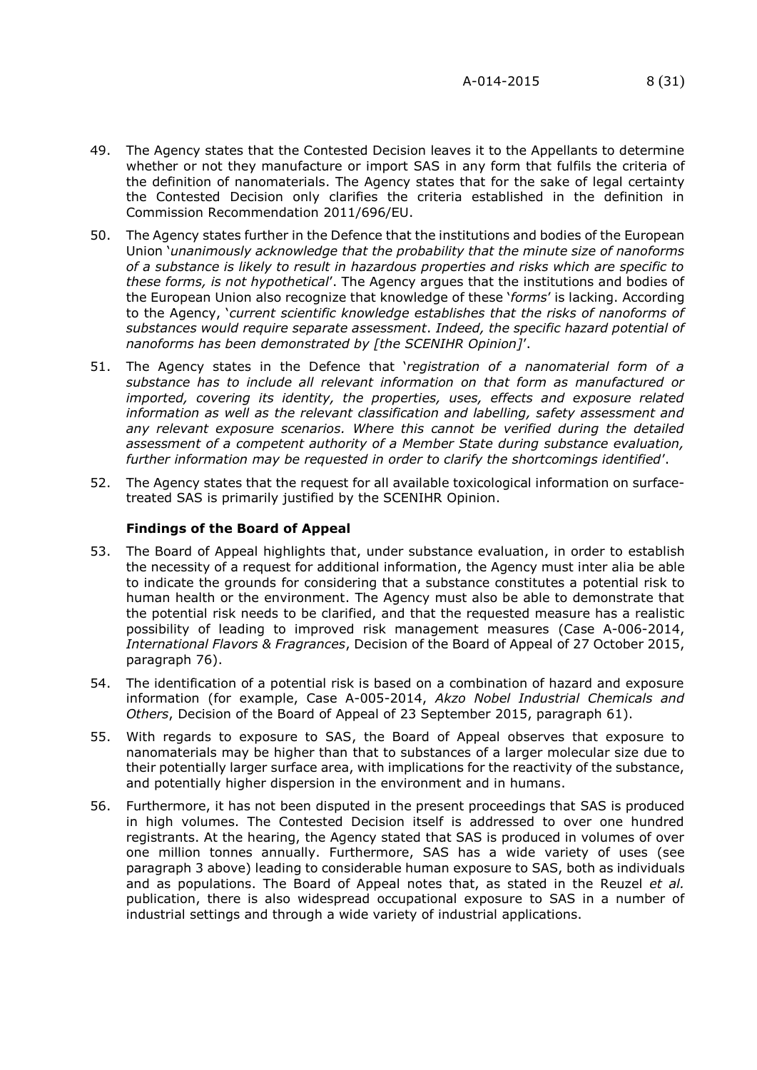49. The Agency states that the Contested Decision leaves it to the Appellants to determine whether or not they manufacture or import SAS in any form that fulfils the criteria of the definition of nanomaterials. The Agency states that for the sake of legal certainty the Contested Decision only clarifies the criteria established in the definition in Commission Recommendation 2011/696/EU.

50. The Agency states further in the Defence that the institutions and bodies of the European Union '*unanimously acknowledge that the probability that the minute size of nanoforms of a substance is likely to result in hazardous properties and risks which are specific to these forms, is not hypothetical*'. The Agency argues that the institutions and bodies of the European Union also recognize that knowledge of these '*forms*' is lacking. According to the Agency, '*current scientific knowledge establishes that the risks of nanoforms of substances would require separate assessment. Indeed, the specific hazard potential of nanoforms has been demonstrated by [the SCENIHR Opinion]*'.

51. The Agency states in the Defence that '*registration of a nanomaterial form of a substance has to include all relevant information on that form as manufactured or imported, covering its identity, the properties, uses, effects and exposure related information as well as the relevant classification and labelling, safety assessment and any relevant exposure scenarios. Where this cannot be verified during the detailed assessment of a competent authority of a Member State during substance evaluation, further information may be requested in order to clarify the shortcomings identified*'.

52. The Agency states that the request for all available toxicological information on surface-treated SAS is primarily justified by the SCENIHR Opinion.

**Findings of the Board of Appeal**

53. The Board of Appeal highlights that, under substance evaluation, in order to establish the necessity of a request for additional information, the Agency must inter alia be able to indicate the grounds for considering that a substance constitutes a potential risk to human health or the environment. The Agency must also be able to demonstrate that the potential risk needs to be clarified, and that the requested measure has a realistic possibility of leading to improved risk management measures (Case A-006-2014, *International Flavors & Fragrances*, Decision of the Board of Appeal of 27 October 2015, paragraph 76).

54. The identification of a potential risk is based on a combination of hazard and exposure information (for example, Case A-005-2014, *Akzo Nobel Industrial Chemicals and Others*, Decision of the Board of Appeal of 23 September 2015, paragraph 61).

55. With regards to exposure to SAS, the Board of Appeal observes that exposure to nanomaterials may be higher than that to substances of a larger molecular size due to their potentially larger surface area, with implications for the reactivity of the substance, and potentially higher dispersion in the environment and in humans.

56. Furthermore, it has not been disputed in the present proceedings that SAS is produced in high volumes. The Contested Decision itself is addressed to over one hundred registrants. At the hearing, the Agency stated that SAS is produced in volumes of over one million tonnes annually. Furthermore, SAS has a wide variety of uses (see paragraph 3 above) leading to considerable human exposure to SAS, both as individuals and as populations. The Board of Appeal notes that, as stated in the Reuzel *et al.* publication, there is also widespread occupational exposure to SAS in a number of industrial settings and through a wide variety of industrial applications.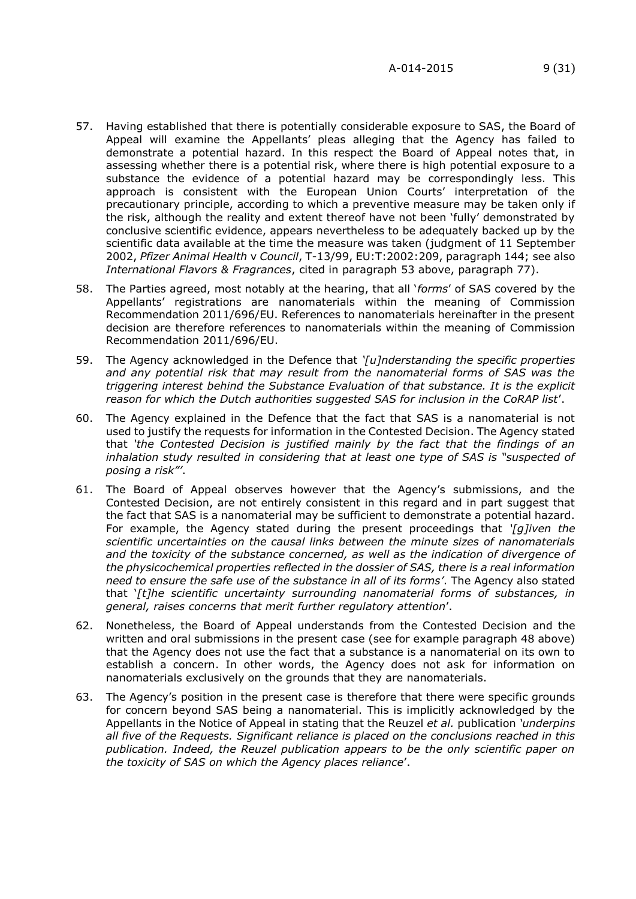57. Having established that there is potentially considerable exposure to SAS, the Board of Appeal will examine the Appellants' pleas alleging that the Agency has failed to demonstrate a potential hazard. In this respect the Board of Appeal notes that, in assessing whether there is a potential risk, where there is high potential exposure to a substance the evidence of a potential hazard may be correspondingly less. This approach is consistent with the European Union Courts' interpretation of the precautionary principle, according to which a preventive measure may be taken only if the risk, although the reality and extent thereof have not been 'fully' demonstrated by conclusive scientific evidence, appears nevertheless to be adequately backed up by the scientific data available at the time the measure was taken (judgment of 11 September 2002, *Pfizer Animal Health* v *Council*, T-13/99, EU:T:2002:209, paragraph 144; see also *International Flavors & Fragrances*, cited in paragraph 53 above, paragraph 77).

58. The Parties agreed, most notably at the hearing, that all '*forms*' of SAS covered by the Appellants' registrations are nanomaterials within the meaning of Commission Recommendation 2011/696/EU. References to nanomaterials hereinafter in the present decision are therefore references to nanomaterials within the meaning of Commission Recommendation 2011/696/EU.

59. The Agency acknowledged in the Defence that '*[u]nderstanding the specific properties and any potential risk that may result from the nanomaterial forms of SAS was the triggering interest behind the Substance Evaluation of that substance. It is the explicit reason for which the Dutch authorities suggested SAS for inclusion in the CoRAP list*'.

60. The Agency explained in the Defence that the fact that SAS is a nanomaterial is not used to justify the requests for information in the Contested Decision. The Agency stated that '*the Contested Decision is justified mainly by the fact that the findings of an inhalation study resulted in considering that at least one type of SAS is "suspected of posing a risk"*'.

61. The Board of Appeal observes however that the Agency's submissions, and the Contested Decision, are not entirely consistent in this regard and in part suggest that the fact that SAS is a nanomaterial may be sufficient to demonstrate a potential hazard. For example, the Agency stated during the present proceedings that '*[g]iven the scientific uncertainties on the causal links between the minute sizes of nanomaterials and the toxicity of the substance concerned, as well as the indication of divergence of the physicochemical properties reflected in the dossier of SAS, there is a real information need to ensure the safe use of the substance in all of its forms*'. The Agency also stated that '*[t]he scientific uncertainty surrounding nanomaterial forms of substances, in general, raises concerns that merit further regulatory attention*'.

62. Nonetheless, the Board of Appeal understands from the Contested Decision and the written and oral submissions in the present case (see for example paragraph 48 above) that the Agency does not use the fact that a substance is a nanomaterial on its own to establish a concern. In other words, the Agency does not ask for information on nanomaterials exclusively on the grounds that they are nanomaterials.

63. The Agency's position in the present case is therefore that there were specific grounds for concern beyond SAS being a nanomaterial. This is implicitly acknowledged by the Appellants in the Notice of Appeal in stating that the Reuzel *et al.* publication '*underpins all five of the Requests. Significant reliance is placed on the conclusions reached in this publication. Indeed, the Reuzel publication appears to be the only scientific paper on the toxicity of SAS on which the Agency places reliance*'.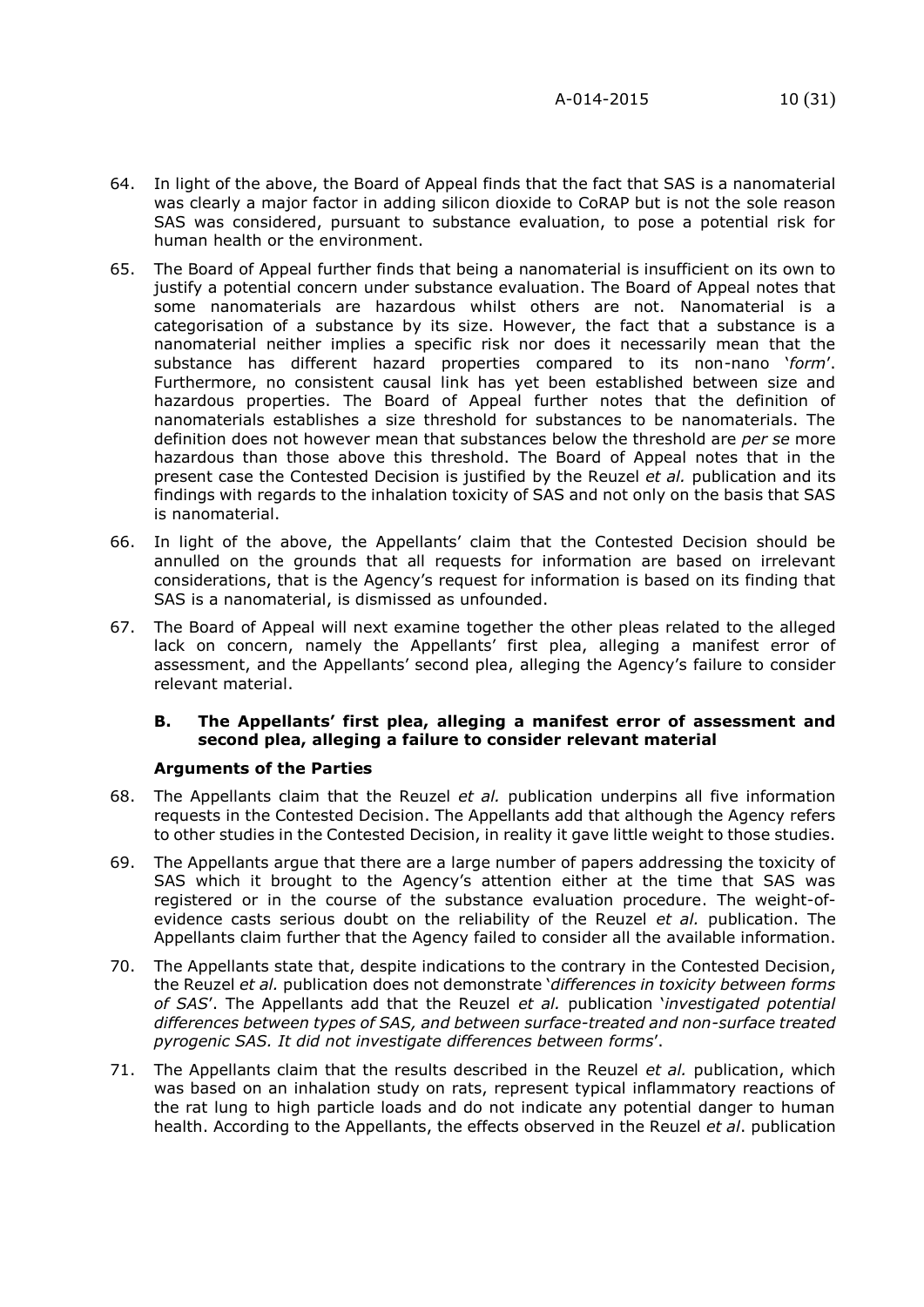64. In light of the above, the Board of Appeal finds that the fact that SAS is a nanomaterial was clearly a major factor in adding silicon dioxide to CoRAP but is not the sole reason SAS was considered, pursuant to substance evaluation, to pose a potential risk for human health or the environment.

65. The Board of Appeal further finds that being a nanomaterial is insufficient on its own to justify a potential concern under substance evaluation. The Board of Appeal notes that some nanomaterials are hazardous whilst others are not. Nanomaterial is a categorisation of a substance by its size. However, the fact that a substance is a nanomaterial neither implies a specific risk nor does it necessarily mean that the substance has different hazard properties compared to its non-nano '*form*'. Furthermore, no consistent causal link has yet been established between size and hazardous properties. The Board of Appeal further notes that the definition of nanomaterials establishes a size threshold for substances to be nanomaterials. The definition does not however mean that substances below the threshold are *per se* more hazardous than those above this threshold. The Board of Appeal notes that in the present case the Contested Decision is justified by the Reuzel *et al.* publication and its findings with regards to the inhalation toxicity of SAS and not only on the basis that SAS is nanomaterial.

66. In light of the above, the Appellants' claim that the Contested Decision should be annulled on the grounds that all requests for information are based on irrelevant considerations, that is the Agency's request for information is based on its finding that SAS is a nanomaterial, is dismissed as unfounded.

67. The Board of Appeal will next examine together the other pleas related to the alleged lack on concern, namely the Appellants' first plea, alleging a manifest error of assessment, and the Appellants' second plea, alleging the Agency's failure to consider relevant material.

### B. The Appellants' first plea, alleging a manifest error of assessment and second plea, alleging a failure to consider relevant material

#### Arguments of the Parties

68. The Appellants claim that the Reuzel *et al.* publication underpins all five information requests in the Contested Decision. The Appellants add that although the Agency refers to other studies in the Contested Decision, in reality it gave little weight to those studies.

69. The Appellants argue that there are a large number of papers addressing the toxicity of SAS which it brought to the Agency's attention either at the time that SAS was registered or in the course of the substance evaluation procedure. The weight-of-evidence casts serious doubt on the reliability of the Reuzel *et al.* publication. The Appellants claim further that the Agency failed to consider all the available information.

70. The Appellants state that, despite indications to the contrary in the Contested Decision, the Reuzel *et al.* publication does not demonstrate '*differences in toxicity between forms of SAS*'. The Appellants add that the Reuzel *et al.* publication '*investigated potential differences between types of SAS, and between surface-treated and non-surface treated pyrogenic SAS. It did not investigate differences between forms*'.

71. The Appellants claim that the results described in the Reuzel *et al.* publication, which was based on an inhalation study on rats, represent typical inflammatory reactions of the rat lung to high particle loads and do not indicate any potential danger to human health. According to the Appellants, the effects observed in the Reuzel *et al*. publication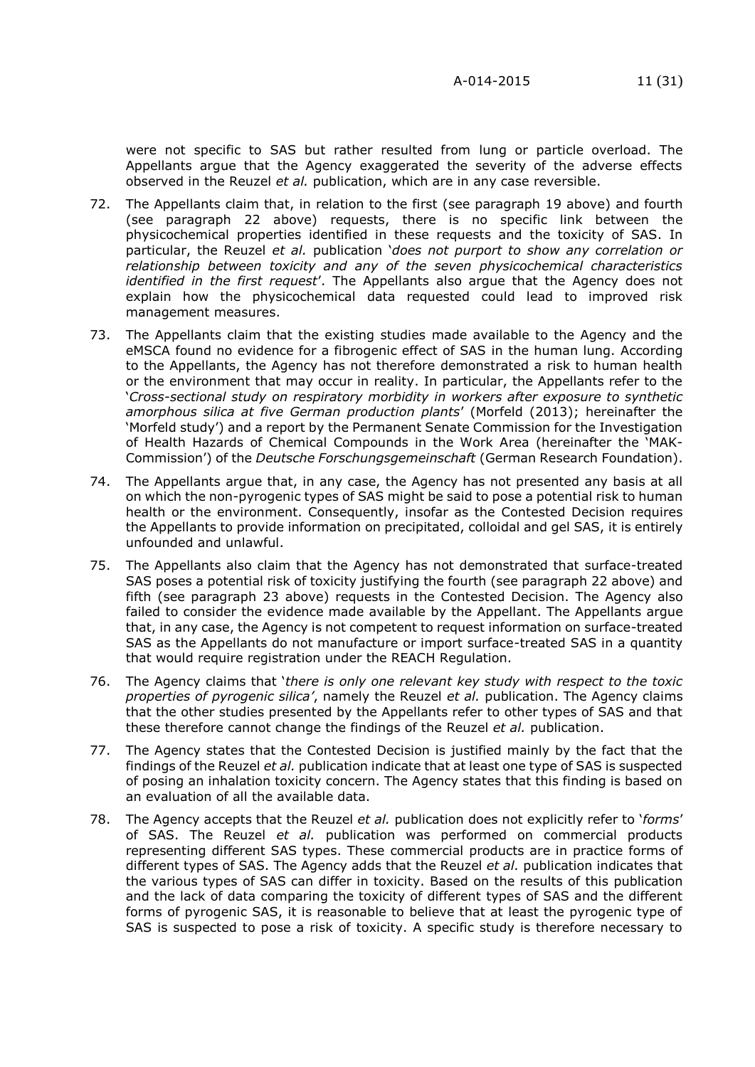were not specific to SAS but rather resulted from lung or particle overload. The Appellants argue that the Agency exaggerated the severity of the adverse effects observed in the Reuzel *et al.* publication, which are in any case reversible.

72. The Appellants claim that, in relation to the first (see paragraph 19 above) and fourth (see paragraph 22 above) requests, there is no specific link between the physicochemical properties identified in these requests and the toxicity of SAS. In particular, the Reuzel *et al.* publication '*does not purport to show any correlation or relationship between toxicity and any of the seven physicochemical characteristics identified in the first request*'. The Appellants also argue that the Agency does not explain how the physicochemical data requested could lead to improved risk management measures.

73. The Appellants claim that the existing studies made available to the Agency and the eMSCA found no evidence for a fibrogenic effect of SAS in the human lung. According to the Appellants, the Agency has not therefore demonstrated a risk to human health or the environment that may occur in reality. In particular, the Appellants refer to the '*Cross-sectional study on respiratory morbidity in workers after exposure to synthetic amorphous silica at five German production plants*' (Morfeld (2013); hereinafter the 'Morfeld study') and a report by the Permanent Senate Commission for the Investigation of Health Hazards of Chemical Compounds in the Work Area (hereinafter the 'MAK-Commission') of the *Deutsche Forschungsgemeinschaft* (German Research Foundation).

74. The Appellants argue that, in any case, the Agency has not presented any basis at all on which the non-pyrogenic types of SAS might be said to pose a potential risk to human health or the environment. Consequently, insofar as the Contested Decision requires the Appellants to provide information on precipitated, colloidal and gel SAS, it is entirely unfounded and unlawful.

75. The Appellants also claim that the Agency has not demonstrated that surface-treated SAS poses a potential risk of toxicity justifying the fourth (see paragraph 22 above) and fifth (see paragraph 23 above) requests in the Contested Decision. The Agency also failed to consider the evidence made available by the Appellant. The Appellants argue that, in any case, the Agency is not competent to request information on surface-treated SAS as the Appellants do not manufacture or import surface-treated SAS in a quantity that would require registration under the REACH Regulation.

76. The Agency claims that '*there is only one relevant key study with respect to the toxic properties of pyrogenic silica'*, namely the Reuzel *et al.* publication. The Agency claims that the other studies presented by the Appellants refer to other types of SAS and that these therefore cannot change the findings of the Reuzel *et al.* publication.

77. The Agency states that the Contested Decision is justified mainly by the fact that the findings of the Reuzel *et al.* publication indicate that at least one type of SAS is suspected of posing an inhalation toxicity concern. The Agency states that this finding is based on an evaluation of all the available data.

78. The Agency accepts that the Reuzel *et al.* publication does not explicitly refer to '*forms*' of SAS. The Reuzel *et al.* publication was performed on commercial products representing different SAS types. These commercial products are in practice forms of different types of SAS. The Agency adds that the Reuzel *et al.* publication indicates that the various types of SAS can differ in toxicity. Based on the results of this publication and the lack of data comparing the toxicity of different types of SAS and the different forms of pyrogenic SAS, it is reasonable to believe that at least the pyrogenic type of SAS is suspected to pose a risk of toxicity. A specific study is therefore necessary to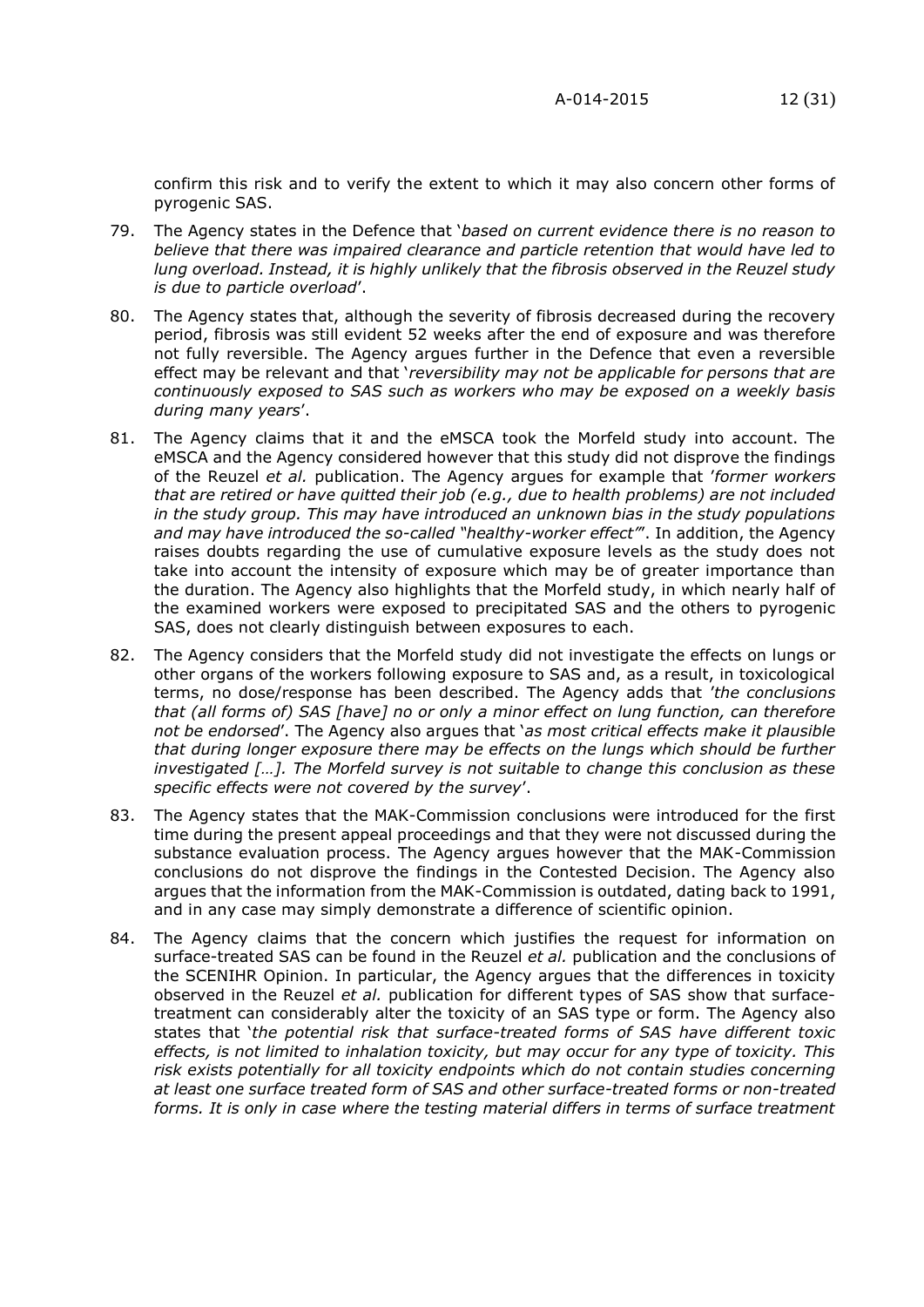confirm this risk and to verify the extent to which it may also concern other forms of pyrogenic SAS.

79. The Agency states in the Defence that '*based on current evidence there is no reason to believe that there was impaired clearance and particle retention that would have led to lung overload. Instead, it is highly unlikely that the fibrosis observed in the Reuzel study is due to particle overload*'.

80. The Agency states that, although the severity of fibrosis decreased during the recovery period, fibrosis was still evident 52 weeks after the end of exposure and was therefore not fully reversible. The Agency argues further in the Defence that even a reversible effect may be relevant and that '*reversibility may not be applicable for persons that are continuously exposed to SAS such as workers who may be exposed on a weekly basis during many years*'.

81. The Agency claims that it and the eMSCA took the Morfeld study into account. The eMSCA and the Agency considered however that this study did not disprove the findings of the Reuzel *et al.* publication. The Agency argues for example that '*former workers that are retired or have quitted their job (e.g., due to health problems) are not included in the study group. This may have introduced an unknown bias in the study populations and may have introduced the so-called "healthy-worker effect"*'. In addition, the Agency raises doubts regarding the use of cumulative exposure levels as the study does not take into account the intensity of exposure which may be of greater importance than the duration. The Agency also highlights that the Morfeld study, in which nearly half of the examined workers were exposed to precipitated SAS and the others to pyrogenic SAS, does not clearly distinguish between exposures to each.

82. The Agency considers that the Morfeld study did not investigate the effects on lungs or other organs of the workers following exposure to SAS and, as a result, in toxicological terms, no dose/response has been described. The Agency adds that '*the conclusions that (all forms of) SAS [have] no or only a minor effect on lung function, can therefore not be endorsed*'. The Agency also argues that '*as most critical effects make it plausible that during longer exposure there may be effects on the lungs which should be further investigated […]. The Morfeld survey is not suitable to change this conclusion as these specific effects were not covered by the survey*'.

83. The Agency states that the MAK-Commission conclusions were introduced for the first time during the present appeal proceedings and that they were not discussed during the substance evaluation process. The Agency argues however that the MAK-Commission conclusions do not disprove the findings in the Contested Decision. The Agency also argues that the information from the MAK-Commission is outdated, dating back to 1991, and in any case may simply demonstrate a difference of scientific opinion.

84. The Agency claims that the concern which justifies the request for information on surface-treated SAS can be found in the Reuzel *et al.* publication and the conclusions of the SCENIHR Opinion. In particular, the Agency argues that the differences in toxicity observed in the Reuzel *et al.* publication for different types of SAS show that surface-treatment can considerably alter the toxicity of an SAS type or form. The Agency also states that '*the potential risk that surface-treated forms of SAS have different toxic effects, is not limited to inhalation toxicity, but may occur for any type of toxicity. This risk exists potentially for all toxicity endpoints which do not contain studies concerning at least one surface treated form of SAS and other surface-treated forms or non-treated forms. It is only in case where the testing material differs in terms of surface treatment*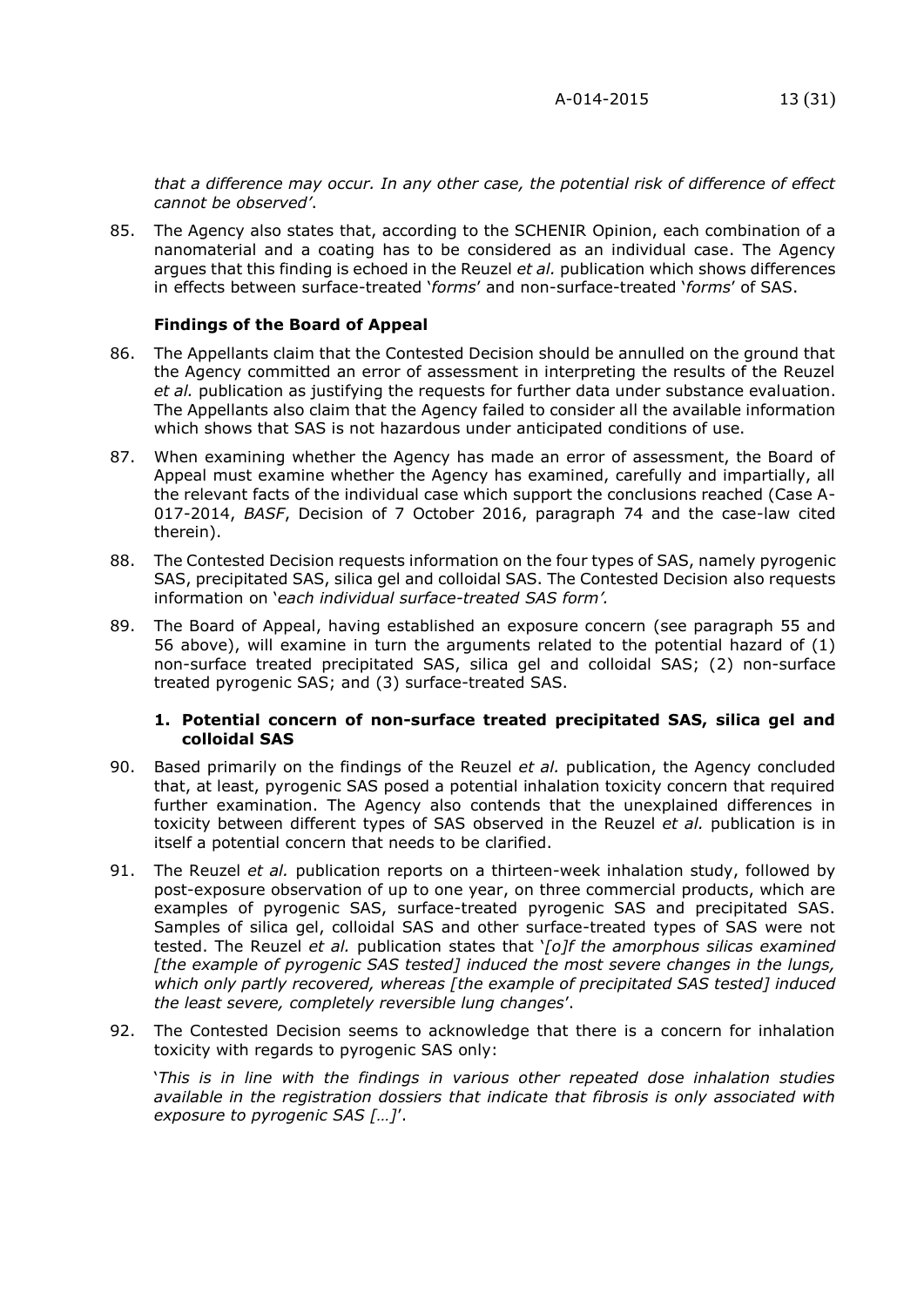*that a difference may occur. In any other case, the potential risk of difference of effect cannot be observed'*.

85. The Agency also states that, according to the SCHENIR Opinion, each combination of a nanomaterial and a coating has to be considered as an individual case. The Agency argues that this finding is echoed in the Reuzel *et al.* publication which shows differences in effects between surface-treated '*forms*' and non-surface-treated '*forms*' of SAS.

**Findings of the Board of Appeal**

86. The Appellants claim that the Contested Decision should be annulled on the ground that the Agency committed an error of assessment in interpreting the results of the Reuzel *et al.* publication as justifying the requests for further data under substance evaluation. The Appellants also claim that the Agency failed to consider all the available information which shows that SAS is not hazardous under anticipated conditions of use.

87. When examining whether the Agency has made an error of assessment, the Board of Appeal must examine whether the Agency has examined, carefully and impartially, all the relevant facts of the individual case which support the conclusions reached (Case A-017-2014, *BASF*, Decision of 7 October 2016, paragraph 74 and the case-law cited therein).

88. The Contested Decision requests information on the four types of SAS, namely pyrogenic SAS, precipitated SAS, silica gel and colloidal SAS. The Contested Decision also requests information on '*each individual surface-treated SAS form'.*

89. The Board of Appeal, having established an exposure concern (see paragraph 55 and 56 above), will examine in turn the arguments related to the potential hazard of (1) non-surface treated precipitated SAS, silica gel and colloidal SAS; (2) non-surface treated pyrogenic SAS; and (3) surface-treated SAS.

**1. Potential concern of non-surface treated precipitated SAS, silica gel and colloidal SAS**

90. Based primarily on the findings of the Reuzel *et al.* publication, the Agency concluded that, at least, pyrogenic SAS posed a potential inhalation toxicity concern that required further examination. The Agency also contends that the unexplained differences in toxicity between different types of SAS observed in the Reuzel *et al.* publication is in itself a potential concern that needs to be clarified.

91. The Reuzel *et al.* publication reports on a thirteen-week inhalation study, followed by post-exposure observation of up to one year, on three commercial products, which are examples of pyrogenic SAS, surface-treated pyrogenic SAS and precipitated SAS. Samples of silica gel, colloidal SAS and other surface-treated types of SAS were not tested. The Reuzel *et al.* publication states that '*[o]f the amorphous silicas examined [the example of pyrogenic SAS tested] induced the most severe changes in the lungs, which only partly recovered, whereas [the example of precipitated SAS tested] induced the least severe, completely reversible lung changes*'.

92. The Contested Decision seems to acknowledge that there is a concern for inhalation toxicity with regards to pyrogenic SAS only:

'*This is in line with the findings in various other repeated dose inhalation studies available in the registration dossiers that indicate that fibrosis is only associated with exposure to pyrogenic SAS […]*'.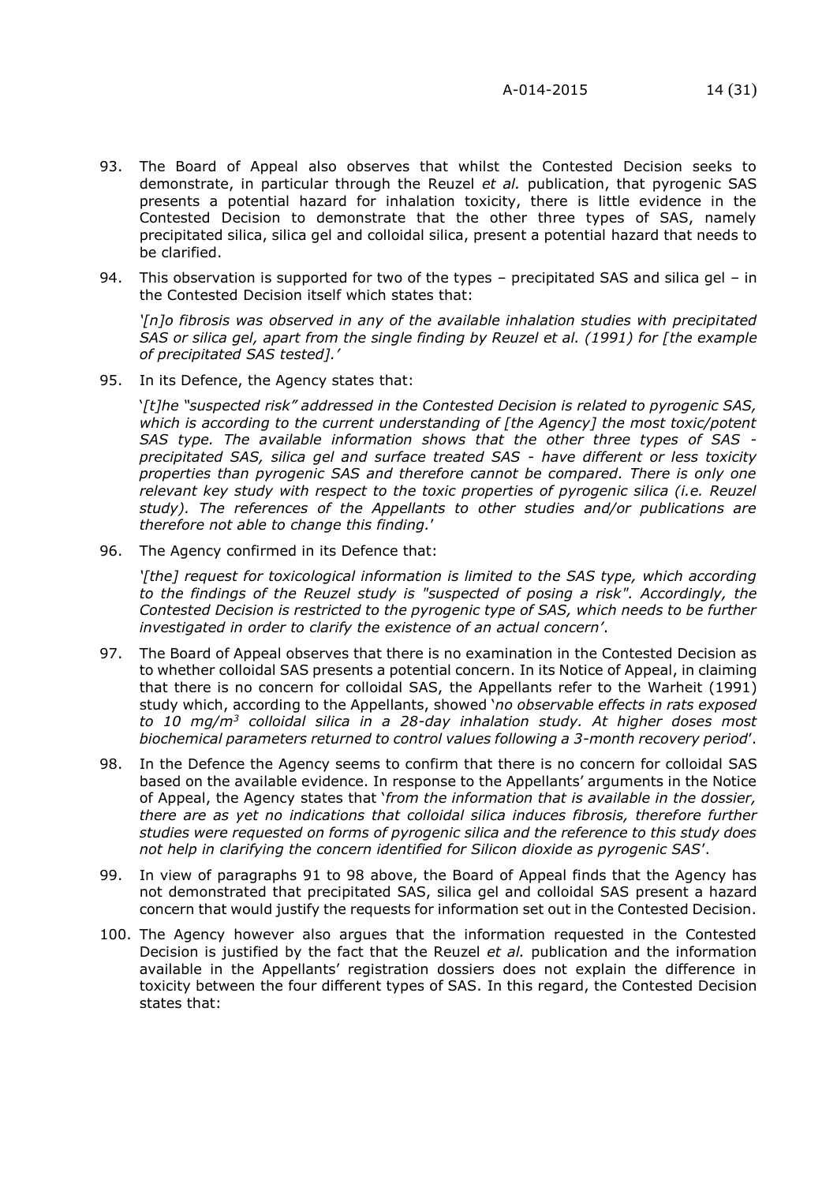93. The Board of Appeal also observes that whilst the Contested Decision seeks to demonstrate, in particular through the Reuzel *et al.* publication, that pyrogenic SAS presents a potential hazard for inhalation toxicity, there is little evidence in the Contested Decision to demonstrate that the other three types of SAS, namely precipitated silica, silica gel and colloidal silica, present a potential hazard that needs to be clarified.

94. This observation is supported for two of the types – precipitated SAS and silica gel – in the Contested Decision itself which states that:

    *'[n]o fibrosis was observed in any of the available inhalation studies with precipitated SAS or silica gel, apart from the single finding by Reuzel et al. (1991) for [the example of precipitated SAS tested].'*

95. In its Defence, the Agency states that:

    '*[t]he "suspected risk" addressed in the Contested Decision is related to pyrogenic SAS, which is according to the current understanding of [the Agency] the most toxic/potent SAS type. The available information shows that the other three types of SAS - precipitated SAS, silica gel and surface treated SAS - have different or less toxicity properties than pyrogenic SAS and therefore cannot be compared. There is only one relevant key study with respect to the toxic properties of pyrogenic silica (i.e. Reuzel study). The references of the Appellants to other studies and/or publications are therefore not able to change this finding.*'

96. The Agency confirmed in its Defence that:

    *'[the] request for toxicological information is limited to the SAS type, which according to the findings of the Reuzel study is "suspected of posing a risk". Accordingly, the Contested Decision is restricted to the pyrogenic type of SAS, which needs to be further investigated in order to clarify the existence of an actual concern'*.

97. The Board of Appeal observes that there is no examination in the Contested Decision as to whether colloidal SAS presents a potential concern. In its Notice of Appeal, in claiming that there is no concern for colloidal SAS, the Appellants refer to the Warheit (1991) study which, according to the Appellants, showed '*no observable effects in rats exposed to 10 mg/m$^3$ colloidal silica in a 28-day inhalation study. At higher doses most biochemical parameters returned to control values following a 3-month recovery period*'.

98. In the Defence the Agency seems to confirm that there is no concern for colloidal SAS based on the available evidence. In response to the Appellants' arguments in the Notice of Appeal, the Agency states that '*from the information that is available in the dossier, there are as yet no indications that colloidal silica induces fibrosis, therefore further studies were requested on forms of pyrogenic silica and the reference to this study does not help in clarifying the concern identified for Silicon dioxide as pyrogenic SAS*'.

99. In view of paragraphs 91 to 98 above, the Board of Appeal finds that the Agency has not demonstrated that precipitated SAS, silica gel and colloidal SAS present a hazard concern that would justify the requests for information set out in the Contested Decision.

100. The Agency however also argues that the information requested in the Contested Decision is justified by the fact that the Reuzel *et al.* publication and the information available in the Appellants' registration dossiers does not explain the difference in toxicity between the four different types of SAS. In this regard, the Contested Decision states that: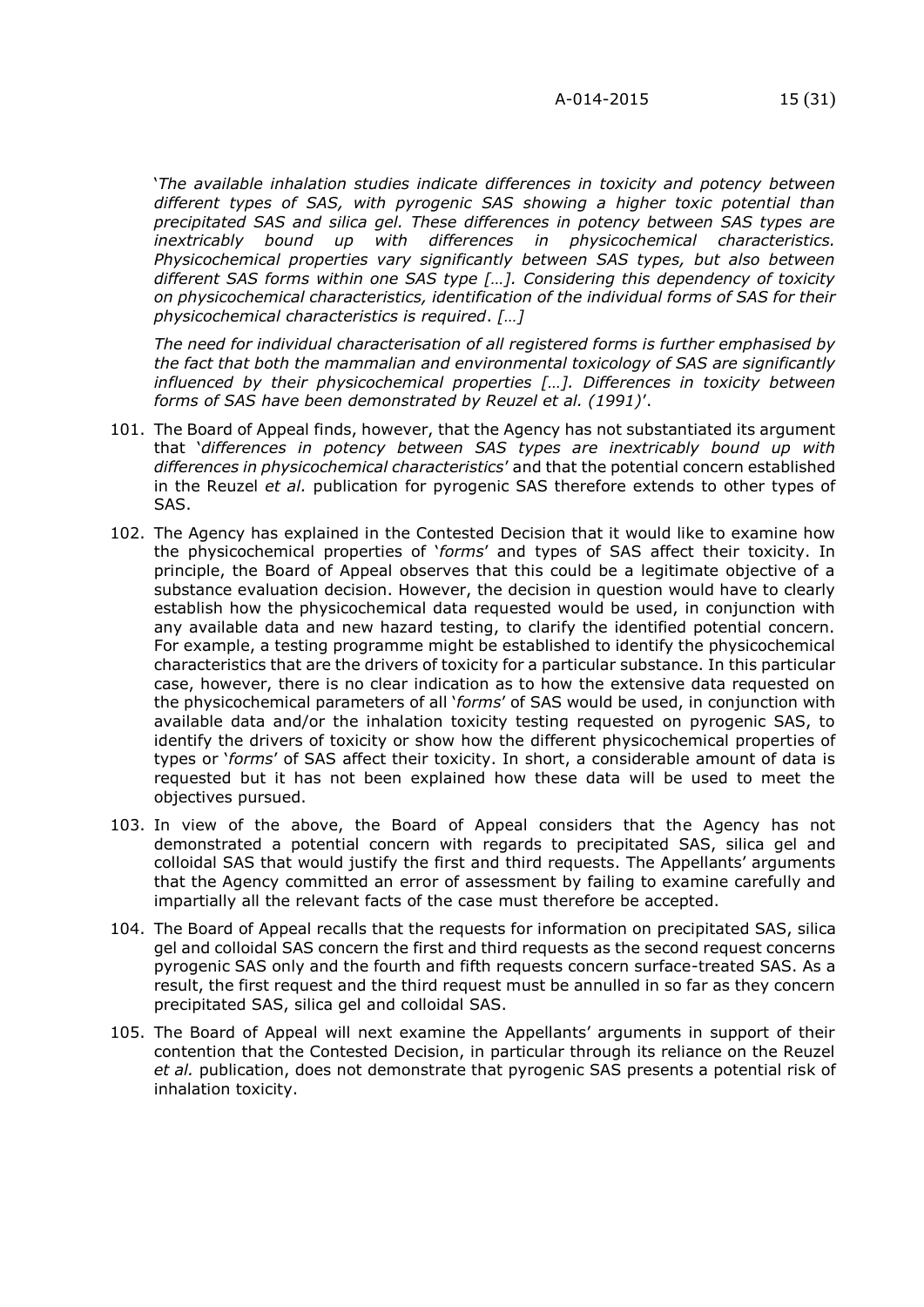'*The available inhalation studies indicate differences in toxicity and potency between different types of SAS, with pyrogenic SAS showing a higher toxic potential than precipitated SAS and silica gel. These differences in potency between SAS types are inextricably bound up with differences in physicochemical characteristics. Physicochemical properties vary significantly between SAS types, but also between different SAS forms within one SAS type […]. Considering this dependency of toxicity on physicochemical characteristics, identification of the individual forms of SAS for their physicochemical characteristics is required*. […]

*The need for individual characterisation of all registered forms is further emphasised by the fact that both the mammalian and environmental toxicology of SAS are significantly influenced by their physicochemical properties […]. Differences in toxicity between forms of SAS have been demonstrated by Reuzel et al. (1991)*'.

101. The Board of Appeal finds, however, that the Agency has not substantiated its argument that '*differences in potency between SAS types are inextricably bound up with differences in physicochemical characteristics*' and that the potential concern established in the Reuzel *et al.* publication for pyrogenic SAS therefore extends to other types of SAS.

102. The Agency has explained in the Contested Decision that it would like to examine how the physicochemical properties of '*forms*' and types of SAS affect their toxicity. In principle, the Board of Appeal observes that this could be a legitimate objective of a substance evaluation decision. However, the decision in question would have to clearly establish how the physicochemical data requested would be used, in conjunction with any available data and new hazard testing, to clarify the identified potential concern. For example, a testing programme might be established to identify the physicochemical characteristics that are the drivers of toxicity for a particular substance. In this particular case, however, there is no clear indication as to how the extensive data requested on the physicochemical parameters of all '*forms*' of SAS would be used, in conjunction with available data and/or the inhalation toxicity testing requested on pyrogenic SAS, to identify the drivers of toxicity or show how the different physicochemical properties of types or '*forms*' of SAS affect their toxicity. In short, a considerable amount of data is requested but it has not been explained how these data will be used to meet the objectives pursued.

103. In view of the above, the Board of Appeal considers that the Agency has not demonstrated a potential concern with regards to precipitated SAS, silica gel and colloidal SAS that would justify the first and third requests. The Appellants' arguments that the Agency committed an error of assessment by failing to examine carefully and impartially all the relevant facts of the case must therefore be accepted.

104. The Board of Appeal recalls that the requests for information on precipitated SAS, silica gel and colloidal SAS concern the first and third requests as the second request concerns pyrogenic SAS only and the fourth and fifth requests concern surface-treated SAS. As a result, the first request and the third request must be annulled in so far as they concern precipitated SAS, silica gel and colloidal SAS.

105. The Board of Appeal will next examine the Appellants' arguments in support of their contention that the Contested Decision, in particular through its reliance on the Reuzel *et al.* publication, does not demonstrate that pyrogenic SAS presents a potential risk of inhalation toxicity.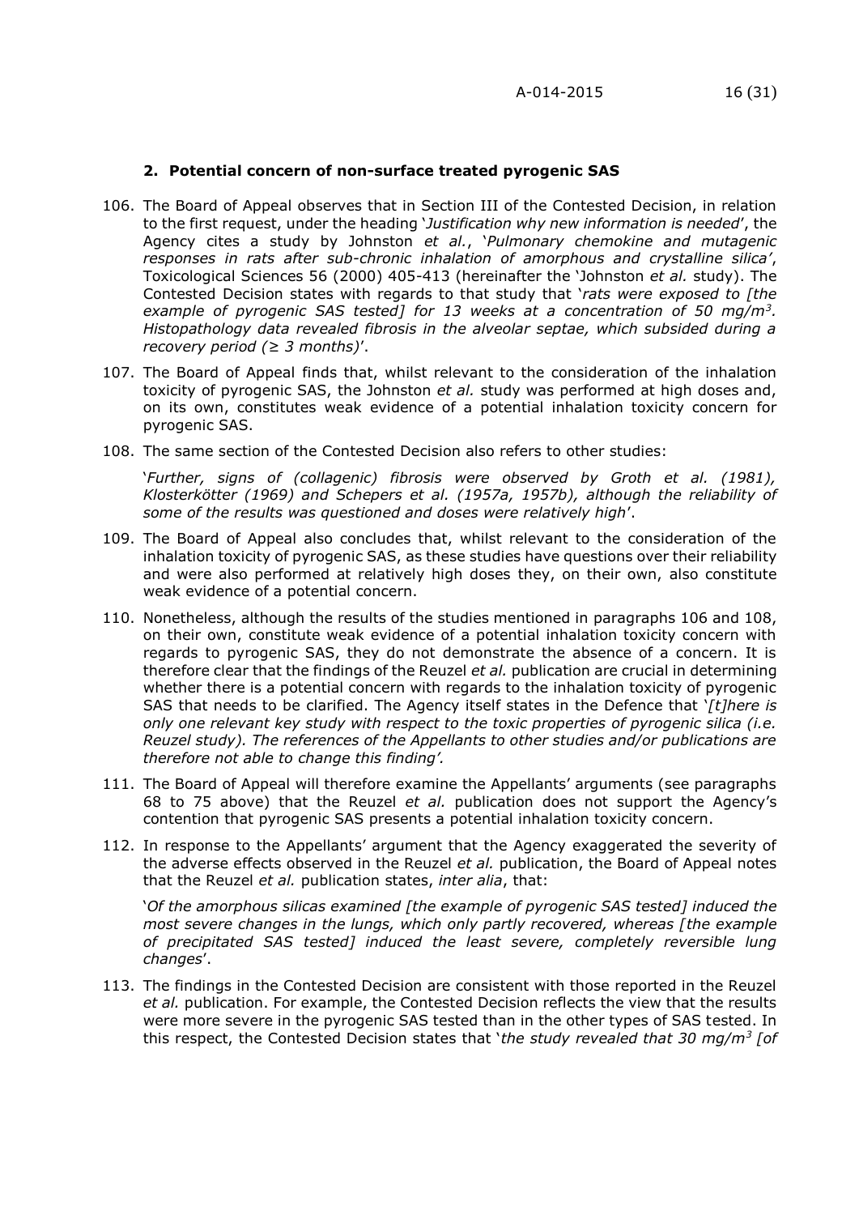### 2. Potential concern of non-surface treated pyrogenic SAS

106. The Board of Appeal observes that in Section III of the Contested Decision, in relation to the first request, under the heading '*Justification why new information is needed*', the Agency cites a study by Johnston *et al.*, '*Pulmonary chemokine and mutagenic responses in rats after sub-chronic inhalation of amorphous and crystalline silica'*, Toxicological Sciences 56 (2000) 405-413 (hereinafter the 'Johnston *et al.* study). The Contested Decision states with regards to that study that '*rats were exposed to [the example of pyrogenic SAS tested] for 13 weeks at a concentration of 50 mg/m$^3$. Histopathology data revealed fibrosis in the alveolar septae, which subsided during a recovery period (≥ 3 months)*'.

107. The Board of Appeal finds that, whilst relevant to the consideration of the inhalation toxicity of pyrogenic SAS, the Johnston *et al.* study was performed at high doses and, on its own, constitutes weak evidence of a potential inhalation toxicity concern for pyrogenic SAS.

108. The same section of the Contested Decision also refers to other studies:

    '*Further, signs of (collagenic) fibrosis were observed by Groth et al. (1981), Klosterkötter (1969) and Schepers et al. (1957a, 1957b), although the reliability of some of the results was questioned and doses were relatively high*'.

109. The Board of Appeal also concludes that, whilst relevant to the consideration of the inhalation toxicity of pyrogenic SAS, as these studies have questions over their reliability and were also performed at relatively high doses they, on their own, also constitute weak evidence of a potential concern.

110. Nonetheless, although the results of the studies mentioned in paragraphs 106 and 108, on their own, constitute weak evidence of a potential inhalation toxicity concern with regards to pyrogenic SAS, they do not demonstrate the absence of a concern. It is therefore clear that the findings of the Reuzel *et al.* publication are crucial in determining whether there is a potential concern with regards to the inhalation toxicity of pyrogenic SAS that needs to be clarified. The Agency itself states in the Defence that '*[t]here is only one relevant key study with respect to the toxic properties of pyrogenic silica (i.e. Reuzel study). The references of the Appellants to other studies and/or publications are therefore not able to change this finding'.*

111. The Board of Appeal will therefore examine the Appellants' arguments (see paragraphs 68 to 75 above) that the Reuzel *et al.* publication does not support the Agency's contention that pyrogenic SAS presents a potential inhalation toxicity concern.

112. In response to the Appellants' argument that the Agency exaggerated the severity of the adverse effects observed in the Reuzel *et al.* publication, the Board of Appeal notes that the Reuzel *et al.* publication states, *inter alia*, that:

    '*Of the amorphous silicas examined [the example of pyrogenic SAS tested] induced the most severe changes in the lungs, which only partly recovered, whereas [the example of precipitated SAS tested] induced the least severe, completely reversible lung changes*'.

113. The findings in the Contested Decision are consistent with those reported in the Reuzel *et al.* publication. For example, the Contested Decision reflects the view that the results were more severe in the pyrogenic SAS tested than in the other types of SAS tested. In this respect, the Contested Decision states that '*the study revealed that 30 mg/m$^3$ [of*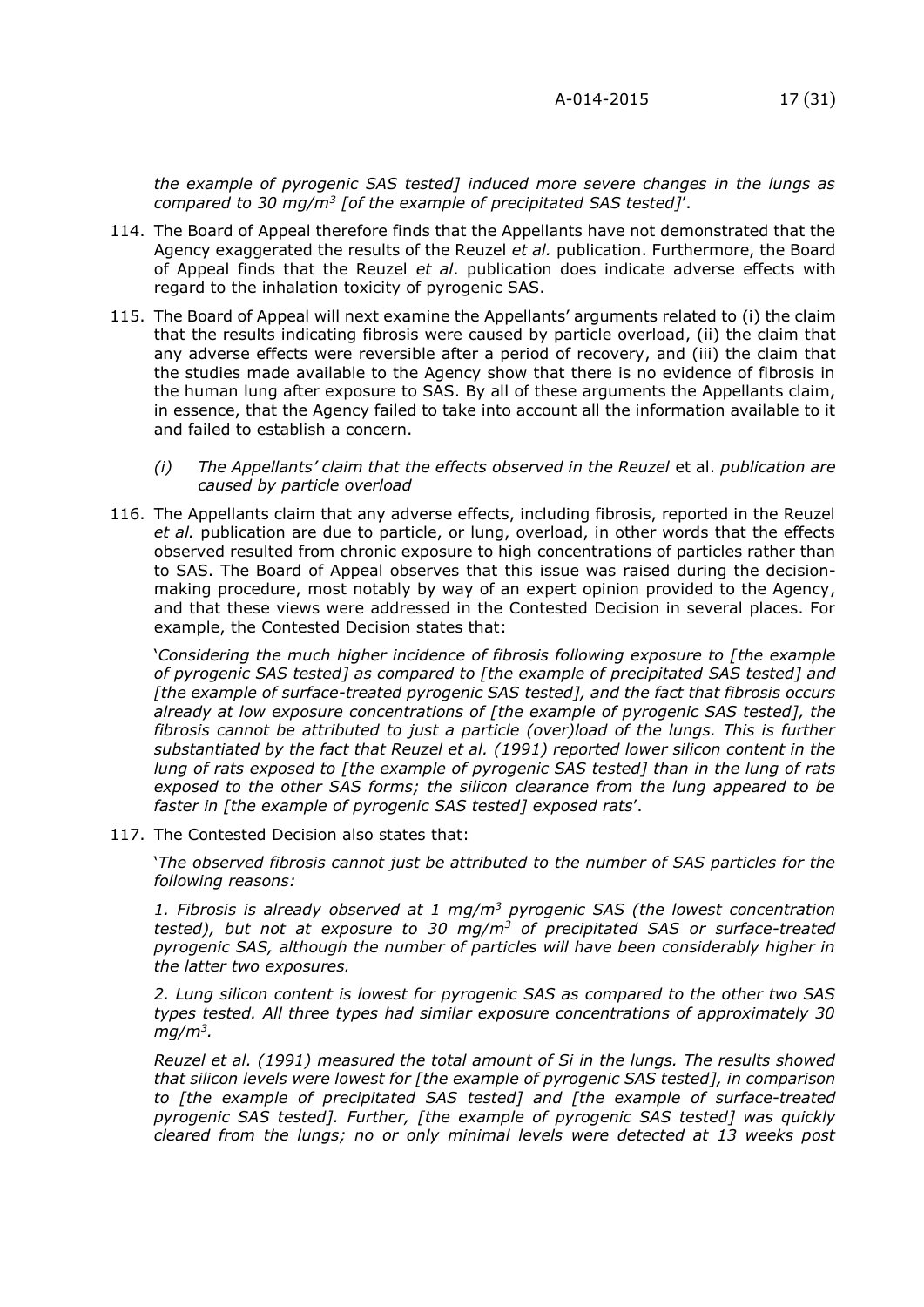*the example of pyrogenic SAS tested] induced more severe changes in the lungs as compared to 30 mg/m$^3$ [of the example of precipitated SAS tested]*'.

114. The Board of Appeal therefore finds that the Appellants have not demonstrated that the Agency exaggerated the results of the Reuzel *et al.* publication. Furthermore, the Board of Appeal finds that the Reuzel *et al*. publication does indicate adverse effects with regard to the inhalation toxicity of pyrogenic SAS.

115. The Board of Appeal will next examine the Appellants' arguments related to (i) the claim that the results indicating fibrosis were caused by particle overload, (ii) the claim that any adverse effects were reversible after a period of recovery, and (iii) the claim that the studies made available to the Agency show that there is no evidence of fibrosis in the human lung after exposure to SAS. By all of these arguments the Appellants claim, in essence, that the Agency failed to take into account all the information available to it and failed to establish a concern.

*(i) The Appellants' claim that the effects observed in the Reuzel* et al. *publication are caused by particle overload*

116. The Appellants claim that any adverse effects, including fibrosis, reported in the Reuzel *et al.* publication are due to particle, or lung, overload, in other words that the effects observed resulted from chronic exposure to high concentrations of particles rather than to SAS. The Board of Appeal observes that this issue was raised during the decision-making procedure, most notably by way of an expert opinion provided to the Agency, and that these views were addressed in the Contested Decision in several places. For example, the Contested Decision states that:

'*Considering the much higher incidence of fibrosis following exposure to [the example of pyrogenic SAS tested] as compared to [the example of precipitated SAS tested] and [the example of surface-treated pyrogenic SAS tested], and the fact that fibrosis occurs already at low exposure concentrations of [the example of pyrogenic SAS tested], the fibrosis cannot be attributed to just a particle (over)load of the lungs. This is further substantiated by the fact that Reuzel et al. (1991) reported lower silicon content in the lung of rats exposed to [the example of pyrogenic SAS tested] than in the lung of rats exposed to the other SAS forms; the silicon clearance from the lung appeared to be faster in [the example of pyrogenic SAS tested] exposed rats*'.

117. The Contested Decision also states that:

'*The observed fibrosis cannot just be attributed to the number of SAS particles for the following reasons:*

*1. Fibrosis is already observed at 1 mg/m$^3$ pyrogenic SAS (the lowest concentration tested), but not at exposure to 30 mg/m$^3$ of precipitated SAS or surface-treated pyrogenic SAS, although the number of particles will have been considerably higher in the latter two exposures.*

*2. Lung silicon content is lowest for pyrogenic SAS as compared to the other two SAS types tested. All three types had similar exposure concentrations of approximately 30 mg/m$^3$.*

*Reuzel et al. (1991) measured the total amount of Si in the lungs. The results showed that silicon levels were lowest for [the example of pyrogenic SAS tested], in comparison to [the example of precipitated SAS tested] and [the example of surface-treated pyrogenic SAS tested]. Further, [the example of pyrogenic SAS tested] was quickly cleared from the lungs; no or only minimal levels were detected at 13 weeks post*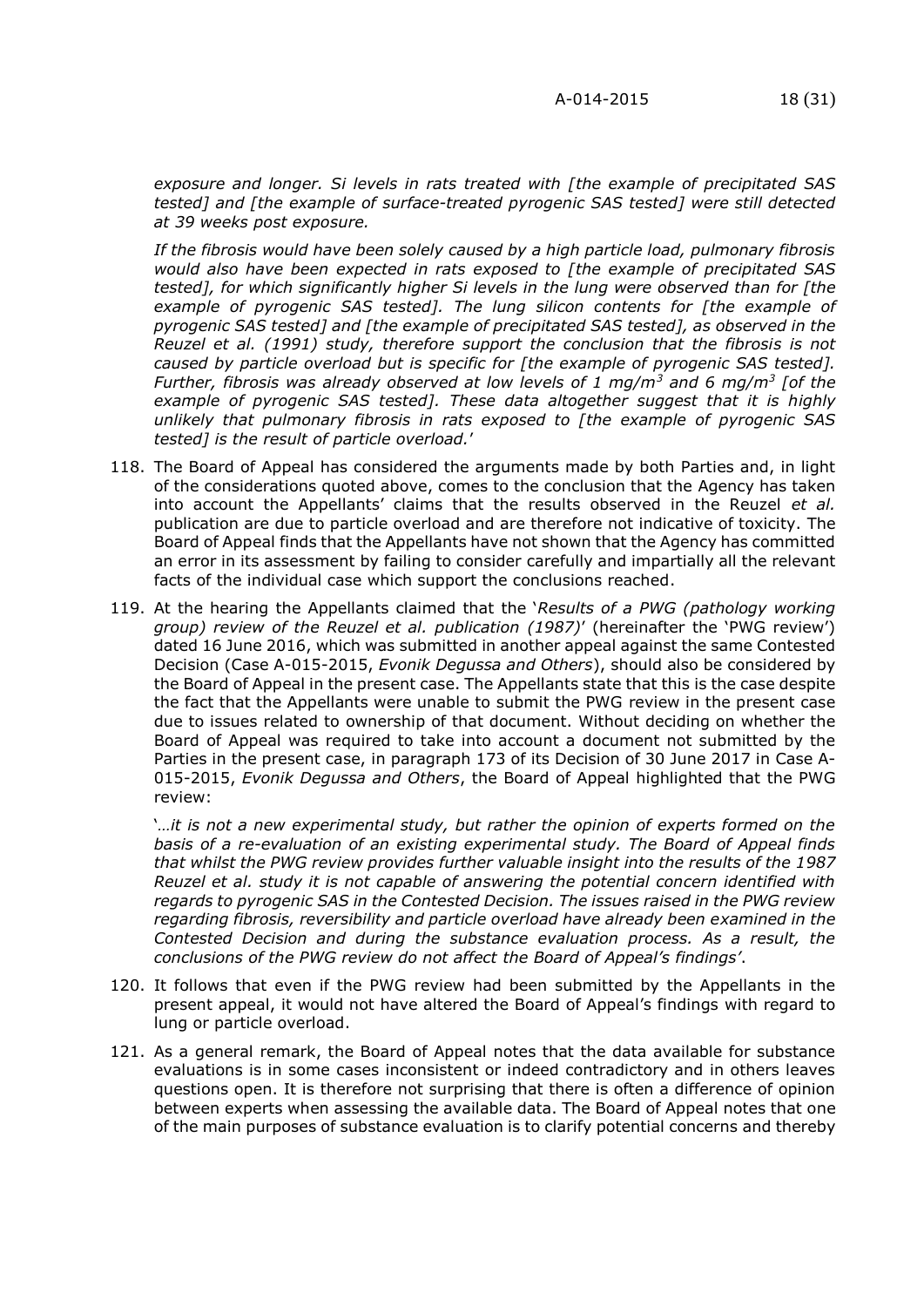*exposure and longer. Si levels in rats treated with [the example of precipitated SAS tested] and [the example of surface-treated pyrogenic SAS tested] were still detected at 39 weeks post exposure.*

*If the fibrosis would have been solely caused by a high particle load, pulmonary fibrosis would also have been expected in rats exposed to [the example of precipitated SAS tested], for which significantly higher Si levels in the lung were observed than for [the example of pyrogenic SAS tested]. The lung silicon contents for [the example of pyrogenic SAS tested] and [the example of precipitated SAS tested], as observed in the Reuzel et al. (1991) study, therefore support the conclusion that the fibrosis is not caused by particle overload but is specific for [the example of pyrogenic SAS tested]. Further, fibrosis was already observed at low levels of 1 mg/m$^3$ and 6 mg/m$^3$ [of the example of pyrogenic SAS tested]. These data altogether suggest that it is highly unlikely that pulmonary fibrosis in rats exposed to [the example of pyrogenic SAS tested] is the result of particle overload.*'

118. The Board of Appeal has considered the arguments made by both Parties and, in light of the considerations quoted above, comes to the conclusion that the Agency has taken into account the Appellants' claims that the results observed in the Reuzel *et al.* publication are due to particle overload and are therefore not indicative of toxicity. The Board of Appeal finds that the Appellants have not shown that the Agency has committed an error in its assessment by failing to consider carefully and impartially all the relevant facts of the individual case which support the conclusions reached.

119. At the hearing the Appellants claimed that the '*Results of a PWG (pathology working group) review of the Reuzel et al. publication (1987)*' (hereinafter the 'PWG review') dated 16 June 2016, which was submitted in another appeal against the same Contested Decision (Case A-015-2015, *Evonik Degussa and Others*), should also be considered by the Board of Appeal in the present case. The Appellants state that this is the case despite the fact that the Appellants were unable to submit the PWG review in the present case due to issues related to ownership of that document. Without deciding on whether the Board of Appeal was required to take into account a document not submitted by the Parties in the present case, in paragraph 173 of its Decision of 30 June 2017 in Case A-015-2015, *Evonik Degussa and Others*, the Board of Appeal highlighted that the PWG review:

'*…it is not a new experimental study, but rather the opinion of experts formed on the basis of a re-evaluation of an existing experimental study. The Board of Appeal finds that whilst the PWG review provides further valuable insight into the results of the 1987 Reuzel et al. study it is not capable of answering the potential concern identified with regards to pyrogenic SAS in the Contested Decision. The issues raised in the PWG review regarding fibrosis, reversibility and particle overload have already been examined in the Contested Decision and during the substance evaluation process. As a result, the conclusions of the PWG review do not affect the Board of Appeal's findings*'.

120. It follows that even if the PWG review had been submitted by the Appellants in the present appeal, it would not have altered the Board of Appeal's findings with regard to lung or particle overload.

121. As a general remark, the Board of Appeal notes that the data available for substance evaluations is in some cases inconsistent or indeed contradictory and in others leaves questions open. It is therefore not surprising that there is often a difference of opinion between experts when assessing the available data. The Board of Appeal notes that one of the main purposes of substance evaluation is to clarify potential concerns and thereby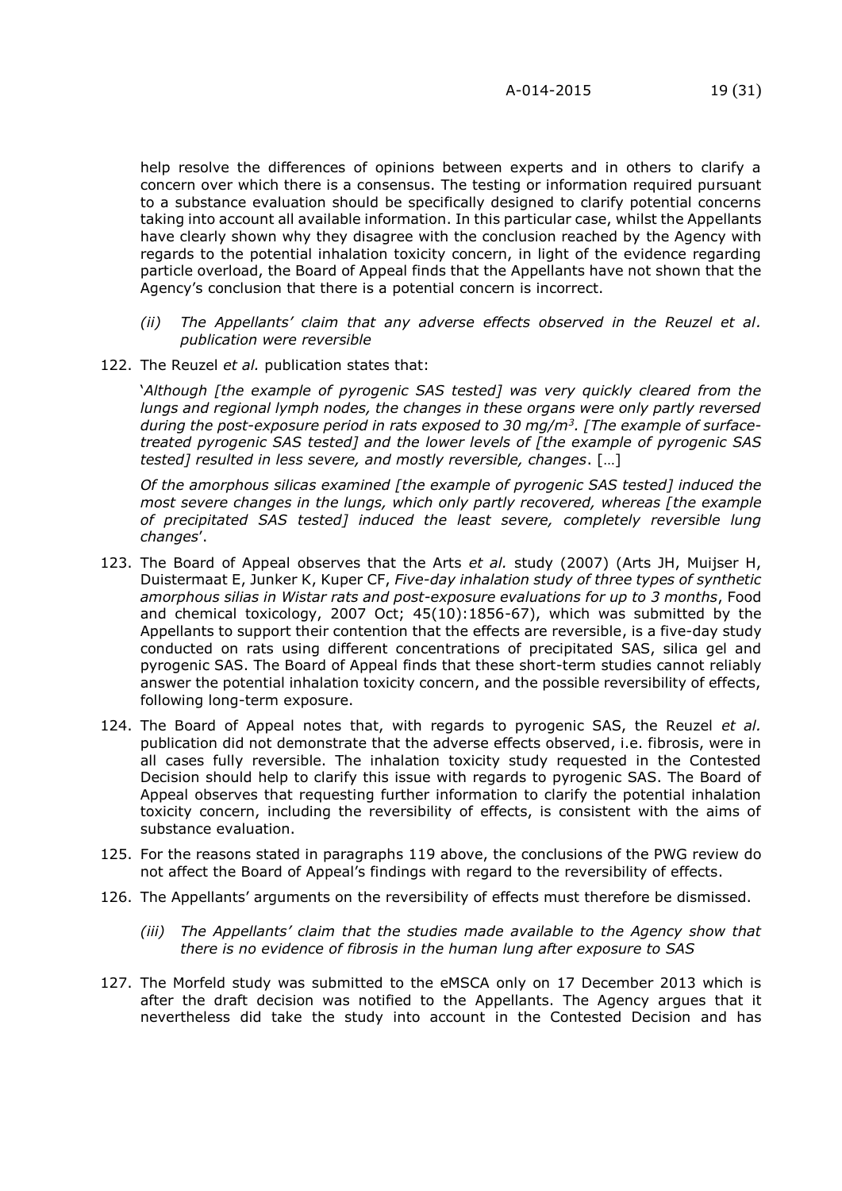help resolve the differences of opinions between experts and in others to clarify a concern over which there is a consensus. The testing or information required pursuant to a substance evaluation should be specifically designed to clarify potential concerns taking into account all available information. In this particular case, whilst the Appellants have clearly shown why they disagree with the conclusion reached by the Agency with regards to the potential inhalation toxicity concern, in light of the evidence regarding particle overload, the Board of Appeal finds that the Appellants have not shown that the Agency's conclusion that there is a potential concern is incorrect.

*(ii) The Appellants' claim that any adverse effects observed in the Reuzel et al. publication were reversible*

122. The Reuzel *et al.* publication states that:

'*Although [the example of pyrogenic SAS tested] was very quickly cleared from the lungs and regional lymph nodes, the changes in these organs were only partly reversed during the post-exposure period in rats exposed to 30 mg/m$^3$. [The example of surface-treated pyrogenic SAS tested] and the lower levels of [the example of pyrogenic SAS tested] resulted in less severe, and mostly reversible, changes*. […]

*Of the amorphous silicas examined [the example of pyrogenic SAS tested] induced the most severe changes in the lungs, which only partly recovered, whereas [the example of precipitated SAS tested] induced the least severe, completely reversible lung changes*'.

123. The Board of Appeal observes that the Arts *et al.* study (2007) (Arts JH, Muijser H, Duistermaat E, Junker K, Kuper CF, *Five-day inhalation study of three types of synthetic amorphous silias in Wistar rats and post-exposure evaluations for up to 3 months*, Food and chemical toxicology, 2007 Oct; 45(10):1856-67), which was submitted by the Appellants to support their contention that the effects are reversible, is a five-day study conducted on rats using different concentrations of precipitated SAS, silica gel and pyrogenic SAS. The Board of Appeal finds that these short-term studies cannot reliably answer the potential inhalation toxicity concern, and the possible reversibility of effects, following long-term exposure.

124. The Board of Appeal notes that, with regards to pyrogenic SAS, the Reuzel *et al.* publication did not demonstrate that the adverse effects observed, i.e. fibrosis, were in all cases fully reversible. The inhalation toxicity study requested in the Contested Decision should help to clarify this issue with regards to pyrogenic SAS. The Board of Appeal observes that requesting further information to clarify the potential inhalation toxicity concern, including the reversibility of effects, is consistent with the aims of substance evaluation.

125. For the reasons stated in paragraphs 119 above, the conclusions of the PWG review do not affect the Board of Appeal's findings with regard to the reversibility of effects.

126. The Appellants' arguments on the reversibility of effects must therefore be dismissed.

*(iii) The Appellants' claim that the studies made available to the Agency show that there is no evidence of fibrosis in the human lung after exposure to SAS*

127. The Morfeld study was submitted to the eMSCA only on 17 December 2013 which is after the draft decision was notified to the Appellants. The Agency argues that it nevertheless did take the study into account in the Contested Decision and has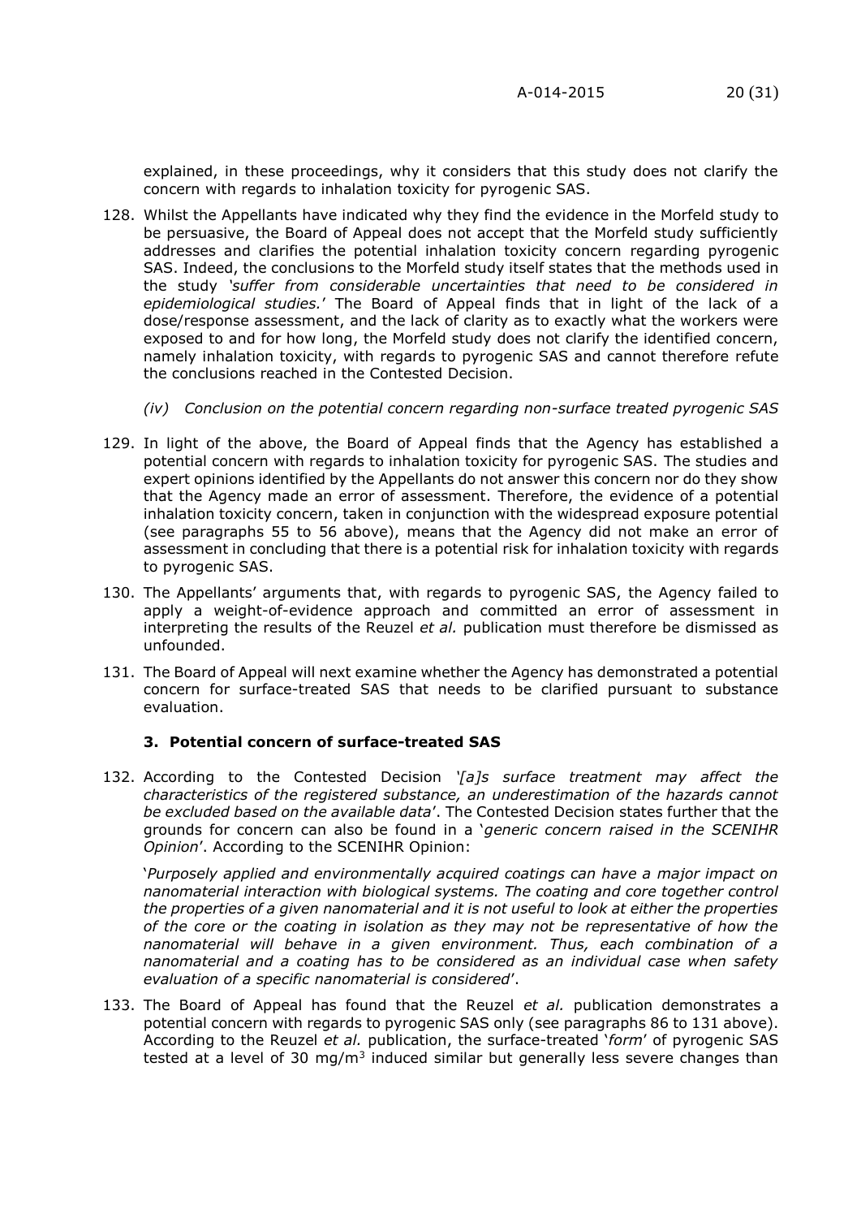explained, in these proceedings, why it considers that this study does not clarify the concern with regards to inhalation toxicity for pyrogenic SAS.

128. Whilst the Appellants have indicated why they find the evidence in the Morfeld study to be persuasive, the Board of Appeal does not accept that the Morfeld study sufficiently addresses and clarifies the potential inhalation toxicity concern regarding pyrogenic SAS. Indeed, the conclusions to the Morfeld study itself states that the methods used in the study *'suffer from considerable uncertainties that need to be considered in epidemiological studies.'* The Board of Appeal finds that in light of the lack of a dose/response assessment, and the lack of clarity as to exactly what the workers were exposed to and for how long, the Morfeld study does not clarify the identified concern, namely inhalation toxicity, with regards to pyrogenic SAS and cannot therefore refute the conclusions reached in the Contested Decision.

*(iv) Conclusion on the potential concern regarding non-surface treated pyrogenic SAS*

129. In light of the above, the Board of Appeal finds that the Agency has established a potential concern with regards to inhalation toxicity for pyrogenic SAS. The studies and expert opinions identified by the Appellants do not answer this concern nor do they show that the Agency made an error of assessment. Therefore, the evidence of a potential inhalation toxicity concern, taken in conjunction with the widespread exposure potential (see paragraphs 55 to 56 above), means that the Agency did not make an error of assessment in concluding that there is a potential risk for inhalation toxicity with regards to pyrogenic SAS.

130. The Appellants' arguments that, with regards to pyrogenic SAS, the Agency failed to apply a weight-of-evidence approach and committed an error of assessment in interpreting the results of the Reuzel *et al.* publication must therefore be dismissed as unfounded.

131. The Board of Appeal will next examine whether the Agency has demonstrated a potential concern for surface-treated SAS that needs to be clarified pursuant to substance evaluation.

### 3. Potential concern of surface-treated SAS

132. According to the Contested Decision *'[a]s surface treatment may affect the characteristics of the registered substance, an underestimation of the hazards cannot be excluded based on the available data'*. The Contested Decision states further that the grounds for concern can also be found in a '*generic concern raised in the SCENIHR Opinion*'. According to the SCENIHR Opinion:

'*Purposely applied and environmentally acquired coatings can have a major impact on nanomaterial interaction with biological systems. The coating and core together control the properties of a given nanomaterial and it is not useful to look at either the properties of the core or the coating in isolation as they may not be representative of how the nanomaterial will behave in a given environment. Thus, each combination of a nanomaterial and a coating has to be considered as an individual case when safety evaluation of a specific nanomaterial is considered*'.

133. The Board of Appeal has found that the Reuzel *et al.* publication demonstrates a potential concern with regards to pyrogenic SAS only (see paragraphs 86 to 131 above). According to the Reuzel *et al.* publication, the surface-treated '*form*' of pyrogenic SAS tested at a level of 30 $mg/m^3$ induced similar but generally less severe changes than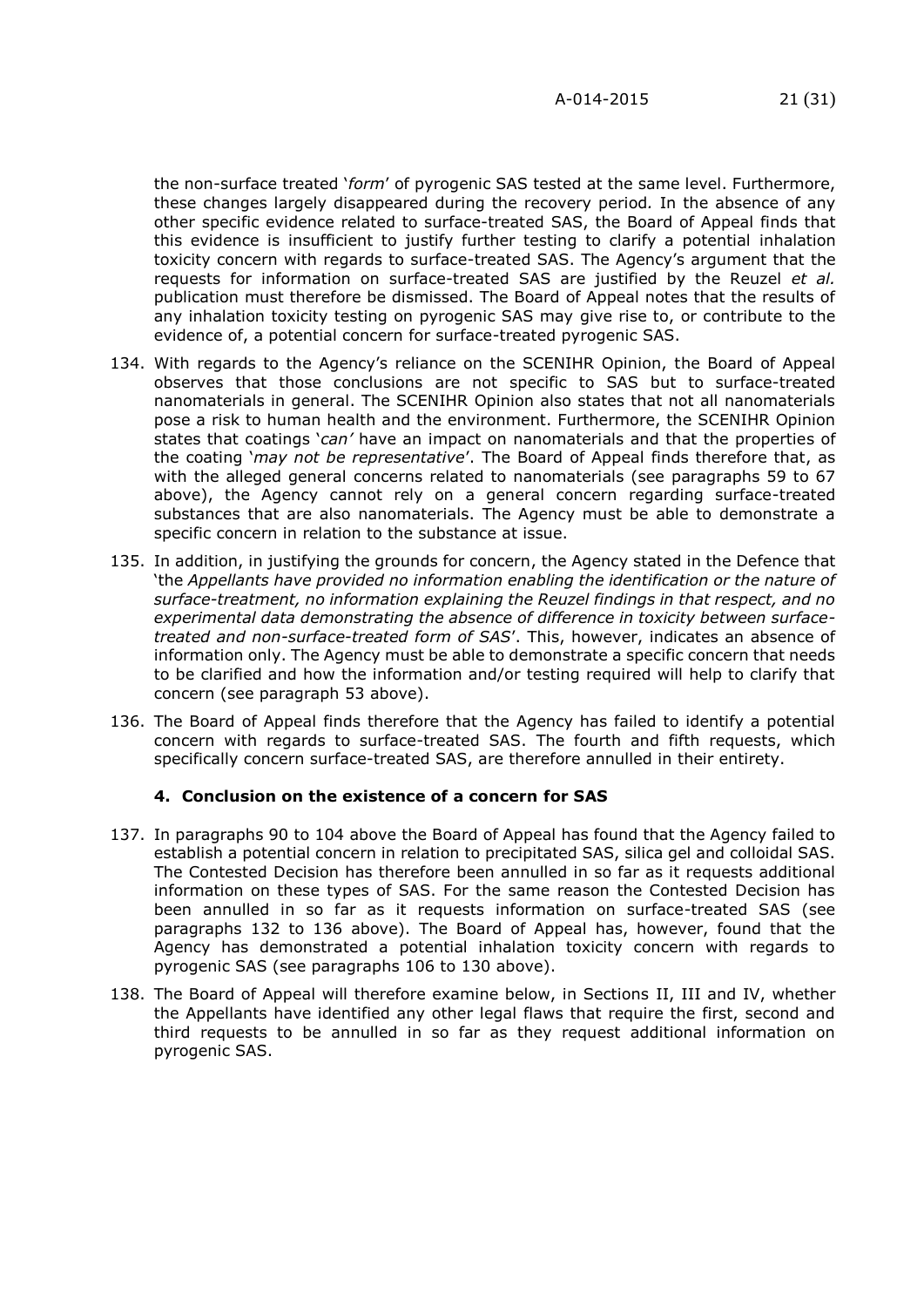the non-surface treated '*form*' of pyrogenic SAS tested at the same level. Furthermore, these changes largely disappeared during the recovery period. In the absence of any other specific evidence related to surface-treated SAS, the Board of Appeal finds that this evidence is insufficient to justify further testing to clarify a potential inhalation toxicity concern with regards to surface-treated SAS. The Agency's argument that the requests for information on surface-treated SAS are justified by the Reuzel *et al.* publication must therefore be dismissed. The Board of Appeal notes that the results of any inhalation toxicity testing on pyrogenic SAS may give rise to, or contribute to the evidence of, a potential concern for surface-treated pyrogenic SAS.

134. With regards to the Agency's reliance on the SCENIHR Opinion, the Board of Appeal observes that those conclusions are not specific to SAS but to surface-treated nanomaterials in general. The SCENIHR Opinion also states that not all nanomaterials pose a risk to human health and the environment. Furthermore, the SCENIHR Opinion states that coatings '*can'* have an impact on nanomaterials and that the properties of the coating '*may not be representative*'. The Board of Appeal finds therefore that, as with the alleged general concerns related to nanomaterials (see paragraphs 59 to 67 above), the Agency cannot rely on a general concern regarding surface-treated substances that are also nanomaterials. The Agency must be able to demonstrate a specific concern in relation to the substance at issue.

135. In addition, in justifying the grounds for concern, the Agency stated in the Defence that '*the Appellants have provided no information enabling the identification or the nature of surface-treatment, no information explaining the Reuzel findings in that respect, and no experimental data demonstrating the absence of difference in toxicity between surface-treated and non-surface-treated form of SAS*'. This, however, indicates an absence of information only. The Agency must be able to demonstrate a specific concern that needs to be clarified and how the information and/or testing required will help to clarify that concern (see paragraph 53 above).

136. The Board of Appeal finds therefore that the Agency has failed to identify a potential concern with regards to surface-treated SAS. The fourth and fifth requests, which specifically concern surface-treated SAS, are therefore annulled in their entirety.

### 4. Conclusion on the existence of a concern for SAS

137. In paragraphs 90 to 104 above the Board of Appeal has found that the Agency failed to establish a potential concern in relation to precipitated SAS, silica gel and colloidal SAS. The Contested Decision has therefore been annulled in so far as it requests additional information on these types of SAS. For the same reason the Contested Decision has been annulled in so far as it requests information on surface-treated SAS (see paragraphs 132 to 136 above). The Board of Appeal has, however, found that the Agency has demonstrated a potential inhalation toxicity concern with regards to pyrogenic SAS (see paragraphs 106 to 130 above).

138. The Board of Appeal will therefore examine below, in Sections II, III and IV, whether the Appellants have identified any other legal flaws that require the first, second and third requests to be annulled in so far as they request additional information on pyrogenic SAS.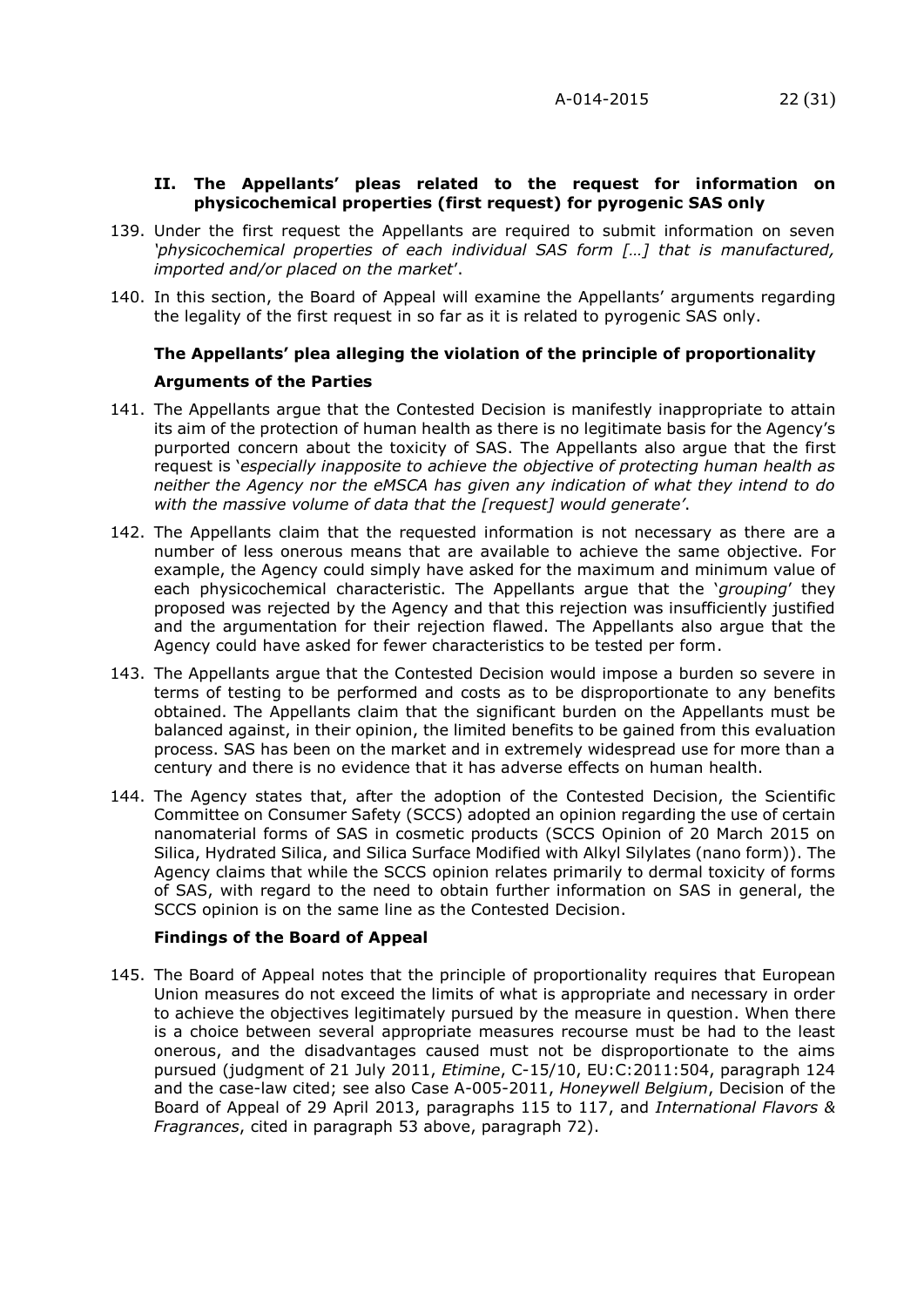## II. The Appellants' pleas related to the request for information on physicochemical properties (first request) for pyrogenic SAS only

139. Under the first request the Appellants are required to submit information on seven *'physicochemical properties of each individual SAS form […] that is manufactured, imported and/or placed on the market*'.

140. In this section, the Board of Appeal will examine the Appellants' arguments regarding the legality of the first request in so far as it is related to pyrogenic SAS only.

### The Appellants' plea alleging the violation of the principle of proportionality

#### Arguments of the Parties

141. The Appellants argue that the Contested Decision is manifestly inappropriate to attain its aim of the protection of human health as there is no legitimate basis for the Agency's purported concern about the toxicity of SAS. The Appellants also argue that the first request is '*especially inapposite to achieve the objective of protecting human health as neither the Agency nor the eMSCA has given any indication of what they intend to do with the massive volume of data that the [request] would generate'*.

142. The Appellants claim that the requested information is not necessary as there are a number of less onerous means that are available to achieve the same objective. For example, the Agency could simply have asked for the maximum and minimum value of each physicochemical characteristic. The Appellants argue that the '*grouping*' they proposed was rejected by the Agency and that this rejection was insufficiently justified and the argumentation for their rejection flawed. The Appellants also argue that the Agency could have asked for fewer characteristics to be tested per form.

143. The Appellants argue that the Contested Decision would impose a burden so severe in terms of testing to be performed and costs as to be disproportionate to any benefits obtained. The Appellants claim that the significant burden on the Appellants must be balanced against, in their opinion, the limited benefits to be gained from this evaluation process. SAS has been on the market and in extremely widespread use for more than a century and there is no evidence that it has adverse effects on human health.

144. The Agency states that, after the adoption of the Contested Decision, the Scientific Committee on Consumer Safety (SCCS) adopted an opinion regarding the use of certain nanomaterial forms of SAS in cosmetic products (SCCS Opinion of 20 March 2015 on Silica, Hydrated Silica, and Silica Surface Modified with Alkyl Silylates (nano form)). The Agency claims that while the SCCS opinion relates primarily to dermal toxicity of forms of SAS, with regard to the need to obtain further information on SAS in general, the SCCS opinion is on the same line as the Contested Decision.

#### Findings of the Board of Appeal

145. The Board of Appeal notes that the principle of proportionality requires that European Union measures do not exceed the limits of what is appropriate and necessary in order to achieve the objectives legitimately pursued by the measure in question. When there is a choice between several appropriate measures recourse must be had to the least onerous, and the disadvantages caused must not be disproportionate to the aims pursued (judgment of 21 July 2011, *Etimine*, C-15/10, EU:C:2011:504, paragraph 124 and the case-law cited; see also Case A-005-2011, *Honeywell Belgium*, Decision of the Board of Appeal of 29 April 2013, paragraphs 115 to 117, and *International Flavors & Fragrances*, cited in paragraph 53 above, paragraph 72).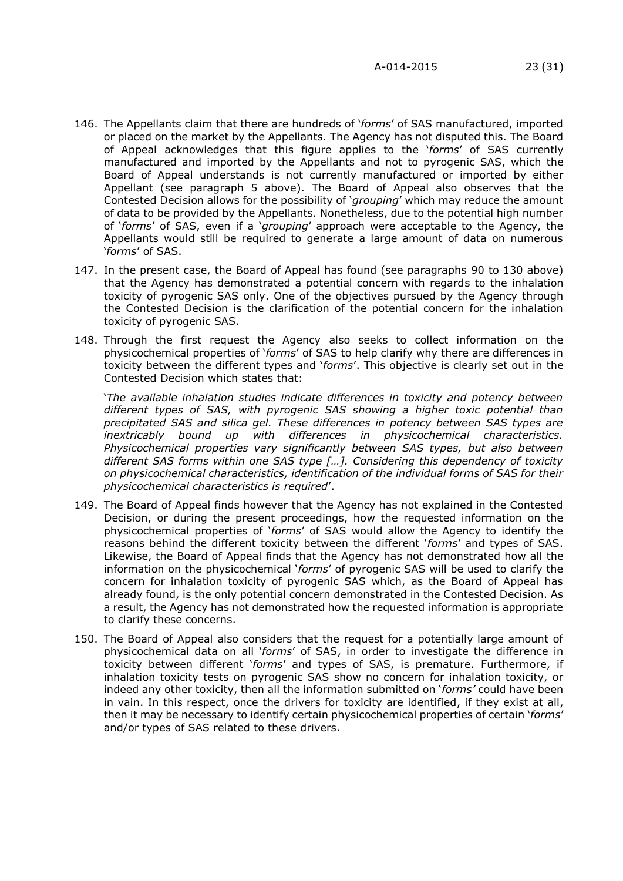146. The Appellants claim that there are hundreds of '*forms*' of SAS manufactured, imported or placed on the market by the Appellants. The Agency has not disputed this. The Board of Appeal acknowledges that this figure applies to the '*forms*' of SAS currently manufactured and imported by the Appellants and not to pyrogenic SAS, which the Board of Appeal understands is not currently manufactured or imported by either Appellant (see paragraph 5 above). The Board of Appeal also observes that the Contested Decision allows for the possibility of '*grouping*' which may reduce the amount of data to be provided by the Appellants. Nonetheless, due to the potential high number of '*forms*' of SAS, even if a '*grouping*' approach were acceptable to the Agency, the Appellants would still be required to generate a large amount of data on numerous '*forms*' of SAS.

147. In the present case, the Board of Appeal has found (see paragraphs 90 to 130 above) that the Agency has demonstrated a potential concern with regards to the inhalation toxicity of pyrogenic SAS only. One of the objectives pursued by the Agency through the Contested Decision is the clarification of the potential concern for the inhalation toxicity of pyrogenic SAS.

148. Through the first request the Agency also seeks to collect information on the physicochemical properties of '*forms*' of SAS to help clarify why there are differences in toxicity between the different types and '*forms*'. This objective is clearly set out in the Contested Decision which states that:

'*The available inhalation studies indicate differences in toxicity and potency between different types of SAS, with pyrogenic SAS showing a higher toxic potential than precipitated SAS and silica gel. These differences in potency between SAS types are inextricably bound up with differences in physicochemical characteristics. Physicochemical properties vary significantly between SAS types, but also between different SAS forms within one SAS type […]. Considering this dependency of toxicity on physicochemical characteristics, identification of the individual forms of SAS for their physicochemical characteristics is required*'.

149. The Board of Appeal finds however that the Agency has not explained in the Contested Decision, or during the present proceedings, how the requested information on the physicochemical properties of '*forms*' of SAS would allow the Agency to identify the reasons behind the different toxicity between the different '*forms*' and types of SAS. Likewise, the Board of Appeal finds that the Agency has not demonstrated how all the information on the physicochemical '*forms*' of pyrogenic SAS will be used to clarify the concern for inhalation toxicity of pyrogenic SAS which, as the Board of Appeal has already found, is the only potential concern demonstrated in the Contested Decision. As a result, the Agency has not demonstrated how the requested information is appropriate to clarify these concerns.

150. The Board of Appeal also considers that the request for a potentially large amount of physicochemical data on all '*forms*' of SAS, in order to investigate the difference in toxicity between different '*forms*' and types of SAS, is premature. Furthermore, if inhalation toxicity tests on pyrogenic SAS show no concern for inhalation toxicity, or indeed any other toxicity, then all the information submitted on '*forms'* could have been in vain. In this respect, once the drivers for toxicity are identified, if they exist at all, then it may be necessary to identify certain physicochemical properties of certain '*forms*' and/or types of SAS related to these drivers.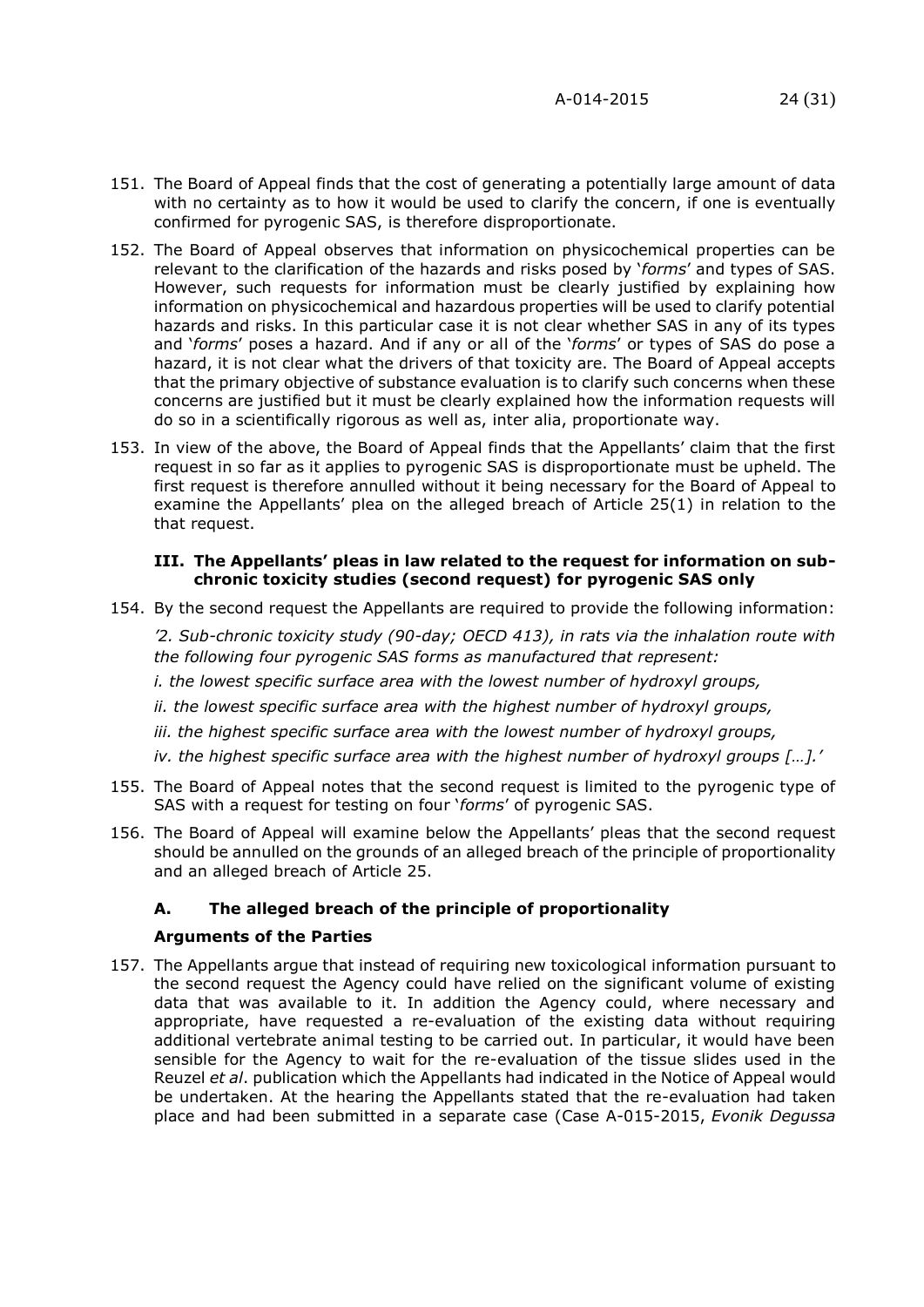151. The Board of Appeal finds that the cost of generating a potentially large amount of data with no certainty as to how it would be used to clarify the concern, if one is eventually confirmed for pyrogenic SAS, is therefore disproportionate.

152. The Board of Appeal observes that information on physicochemical properties can be relevant to the clarification of the hazards and risks posed by '*forms*' and types of SAS. However, such requests for information must be clearly justified by explaining how information on physicochemical and hazardous properties will be used to clarify potential hazards and risks. In this particular case it is not clear whether SAS in any of its types and '*forms*' poses a hazard. And if any or all of the '*forms*' or types of SAS do pose a hazard, it is not clear what the drivers of that toxicity are. The Board of Appeal accepts that the primary objective of substance evaluation is to clarify such concerns when these concerns are justified but it must be clearly explained how the information requests will do so in a scientifically rigorous as well as, inter alia, proportionate way.

153. In view of the above, the Board of Appeal finds that the Appellants' claim that the first request in so far as it applies to pyrogenic SAS is disproportionate must be upheld. The first request is therefore annulled without it being necessary for the Board of Appeal to examine the Appellants' plea on the alleged breach of Article 25(1) in relation to the that request.

### III. The Appellants' pleas in law related to the request for information on sub-chronic toxicity studies (second request) for pyrogenic SAS only

154. By the second request the Appellants are required to provide the following information:

*'2. Sub-chronic toxicity study (90-day; OECD 413), in rats via the inhalation route with the following four pyrogenic SAS forms as manufactured that represent:*

*i. the lowest specific surface area with the lowest number of hydroxyl groups,*

*ii. the lowest specific surface area with the highest number of hydroxyl groups,*

*iii. the highest specific surface area with the lowest number of hydroxyl groups,*

*iv. the highest specific surface area with the highest number of hydroxyl groups […].'*

155. The Board of Appeal notes that the second request is limited to the pyrogenic type of SAS with a request for testing on four '*forms*' of pyrogenic SAS.

156. The Board of Appeal will examine below the Appellants' pleas that the second request should be annulled on the grounds of an alleged breach of the principle of proportionality and an alleged breach of Article 25.

#### A. The alleged breach of the principle of proportionality

**Arguments of the Parties**

157. The Appellants argue that instead of requiring new toxicological information pursuant to the second request the Agency could have relied on the significant volume of existing data that was available to it. In addition the Agency could, where necessary and appropriate, have requested a re-evaluation of the existing data without requiring additional vertebrate animal testing to be carried out. In particular, it would have been sensible for the Agency to wait for the re-evaluation of the tissue slides used in the Reuzel *et al*. publication which the Appellants had indicated in the Notice of Appeal would be undertaken. At the hearing the Appellants stated that the re-evaluation had taken place and had been submitted in a separate case (Case A-015-2015, *Evonik Degussa*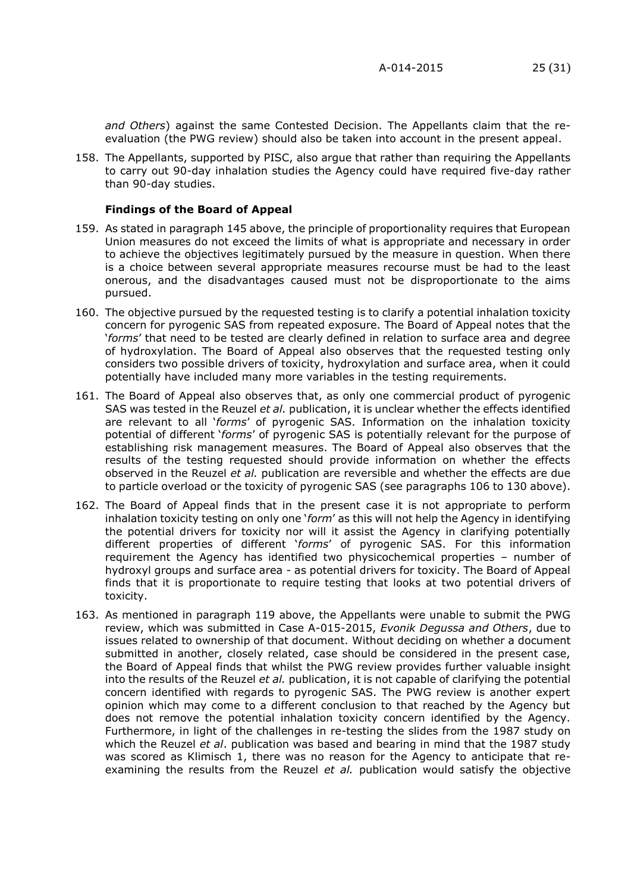*and Others*) against the same Contested Decision. The Appellants claim that the re-evaluation (the PWG review) should also be taken into account in the present appeal.

158. The Appellants, supported by PISC, also argue that rather than requiring the Appellants to carry out 90-day inhalation studies the Agency could have required five-day rather than 90-day studies.

**Findings of the Board of Appeal**

159. As stated in paragraph 145 above, the principle of proportionality requires that European Union measures do not exceed the limits of what is appropriate and necessary in order to achieve the objectives legitimately pursued by the measure in question. When there is a choice between several appropriate measures recourse must be had to the least onerous, and the disadvantages caused must not be disproportionate to the aims pursued.

160. The objective pursued by the requested testing is to clarify a potential inhalation toxicity concern for pyrogenic SAS from repeated exposure. The Board of Appeal notes that the '*forms*' that need to be tested are clearly defined in relation to surface area and degree of hydroxylation. The Board of Appeal also observes that the requested testing only considers two possible drivers of toxicity, hydroxylation and surface area, when it could potentially have included many more variables in the testing requirements.

161. The Board of Appeal also observes that, as only one commercial product of pyrogenic SAS was tested in the Reuzel *et al.* publication, it is unclear whether the effects identified are relevant to all '*forms*' of pyrogenic SAS. Information on the inhalation toxicity potential of different '*forms*' of pyrogenic SAS is potentially relevant for the purpose of establishing risk management measures. The Board of Appeal also observes that the results of the testing requested should provide information on whether the effects observed in the Reuzel *et al.* publication are reversible and whether the effects are due to particle overload or the toxicity of pyrogenic SAS (see paragraphs 106 to 130 above).

162. The Board of Appeal finds that in the present case it is not appropriate to perform inhalation toxicity testing on only one '*form*' as this will not help the Agency in identifying the potential drivers for toxicity nor will it assist the Agency in clarifying potentially different properties of different '*forms*' of pyrogenic SAS. For this information requirement the Agency has identified two physicochemical properties – number of hydroxyl groups and surface area - as potential drivers for toxicity. The Board of Appeal finds that it is proportionate to require testing that looks at two potential drivers of toxicity.

163. As mentioned in paragraph 119 above, the Appellants were unable to submit the PWG review, which was submitted in Case A-015-2015, *Evonik Degussa and Others*, due to issues related to ownership of that document. Without deciding on whether a document submitted in another, closely related, case should be considered in the present case, the Board of Appeal finds that whilst the PWG review provides further valuable insight into the results of the Reuzel *et al.* publication, it is not capable of clarifying the potential concern identified with regards to pyrogenic SAS. The PWG review is another expert opinion which may come to a different conclusion to that reached by the Agency but does not remove the potential inhalation toxicity concern identified by the Agency. Furthermore, in light of the challenges in re-testing the slides from the 1987 study on which the Reuzel *et al*. publication was based and bearing in mind that the 1987 study was scored as Klimisch 1, there was no reason for the Agency to anticipate that re-examining the results from the Reuzel *et al.* publication would satisfy the objective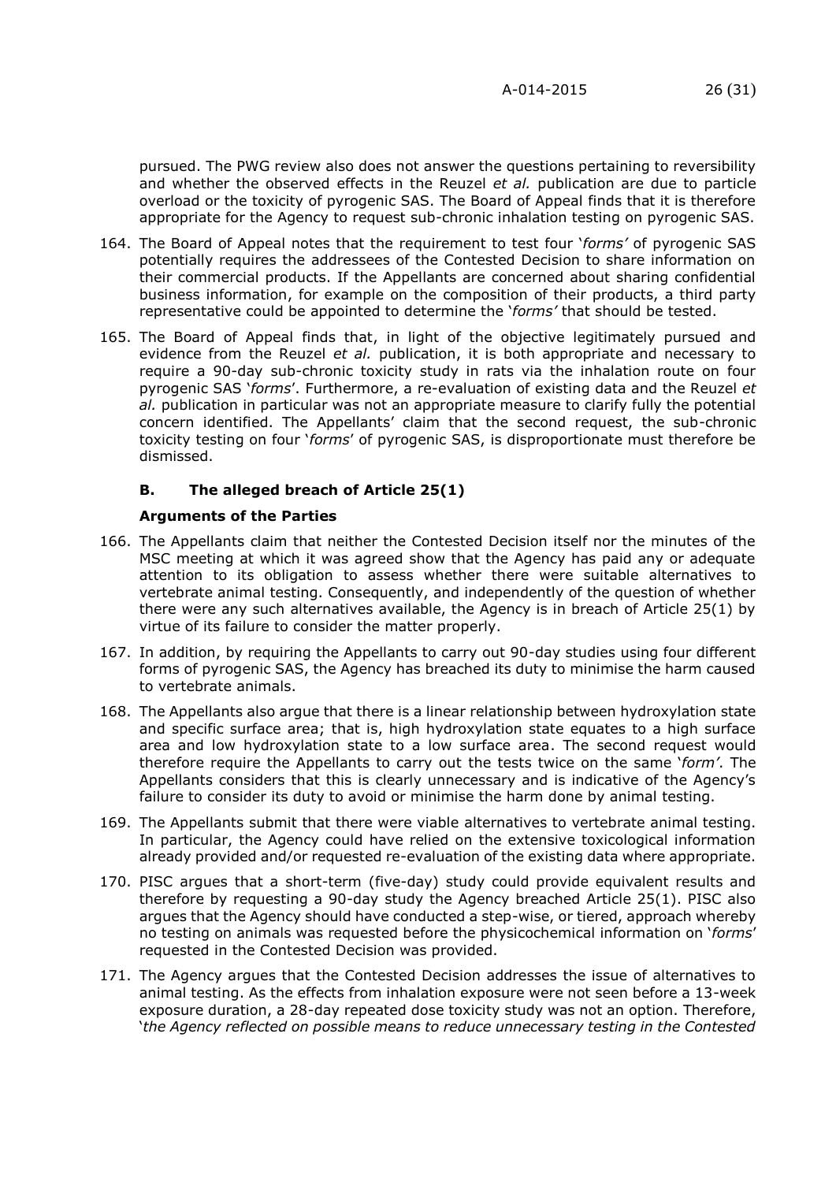pursued. The PWG review also does not answer the questions pertaining to reversibility and whether the observed effects in the Reuzel *et al.* publication are due to particle overload or the toxicity of pyrogenic SAS. The Board of Appeal finds that it is therefore appropriate for the Agency to request sub-chronic inhalation testing on pyrogenic SAS.

164. The Board of Appeal notes that the requirement to test four '*forms'* of pyrogenic SAS potentially requires the addressees of the Contested Decision to share information on their commercial products. If the Appellants are concerned about sharing confidential business information, for example on the composition of their products, a third party representative could be appointed to determine the '*forms'* that should be tested.

165. The Board of Appeal finds that, in light of the objective legitimately pursued and evidence from the Reuzel *et al.* publication, it is both appropriate and necessary to require a 90-day sub-chronic toxicity study in rats via the inhalation route on four pyrogenic SAS '*forms*'. Furthermore, a re-evaluation of existing data and the Reuzel *et al.* publication in particular was not an appropriate measure to clarify fully the potential concern identified. The Appellants' claim that the second request, the sub-chronic toxicity testing on four '*forms*' of pyrogenic SAS, is disproportionate must therefore be dismissed.

### B. The alleged breach of Article 25(1)

**Arguments of the Parties**

166. The Appellants claim that neither the Contested Decision itself nor the minutes of the MSC meeting at which it was agreed show that the Agency has paid any or adequate attention to its obligation to assess whether there were suitable alternatives to vertebrate animal testing. Consequently, and independently of the question of whether there were any such alternatives available, the Agency is in breach of Article 25(1) by virtue of its failure to consider the matter properly.

167. In addition, by requiring the Appellants to carry out 90-day studies using four different forms of pyrogenic SAS, the Agency has breached its duty to minimise the harm caused to vertebrate animals.

168. The Appellants also argue that there is a linear relationship between hydroxylation state and specific surface area; that is, high hydroxylation state equates to a high surface area and low hydroxylation state to a low surface area. The second request would therefore require the Appellants to carry out the tests twice on the same '*form'*. The Appellants considers that this is clearly unnecessary and is indicative of the Agency's failure to consider its duty to avoid or minimise the harm done by animal testing.

169. The Appellants submit that there were viable alternatives to vertebrate animal testing. In particular, the Agency could have relied on the extensive toxicological information already provided and/or requested re-evaluation of the existing data where appropriate.

170. PISC argues that a short-term (five-day) study could provide equivalent results and therefore by requesting a 90-day study the Agency breached Article 25(1). PISC also argues that the Agency should have conducted a step-wise, or tiered, approach whereby no testing on animals was requested before the physicochemical information on '*forms*' requested in the Contested Decision was provided.

171. The Agency argues that the Contested Decision addresses the issue of alternatives to animal testing. As the effects from inhalation exposure were not seen before a 13-week exposure duration, a 28-day repeated dose toxicity study was not an option. Therefore, '*the Agency reflected on possible means to reduce unnecessary testing in the Contested*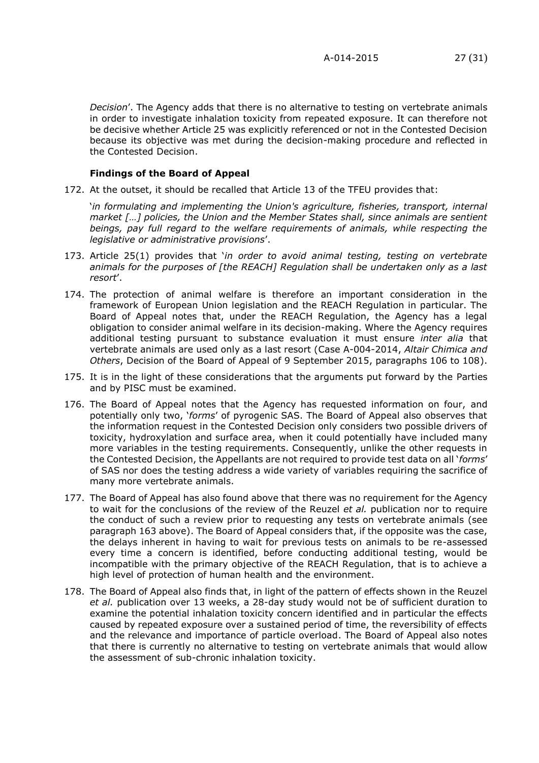*Decision*'. The Agency adds that there is no alternative to testing on vertebrate animals in order to investigate inhalation toxicity from repeated exposure. It can therefore not be decisive whether Article 25 was explicitly referenced or not in the Contested Decision because its objective was met during the decision-making procedure and reflected in the Contested Decision.

**Findings of the Board of Appeal**

172. At the outset, it should be recalled that Article 13 of the TFEU provides that:

'*in formulating and implementing the Union's agriculture, fisheries, transport, internal market […] policies, the Union and the Member States shall, since animals are sentient beings, pay full regard to the welfare requirements of animals, while respecting the legislative or administrative provisions*'.

173. Article 25(1) provides that '*in order to avoid animal testing, testing on vertebrate animals for the purposes of [the REACH] Regulation shall be undertaken only as a last resort*'.

174. The protection of animal welfare is therefore an important consideration in the framework of European Union legislation and the REACH Regulation in particular. The Board of Appeal notes that, under the REACH Regulation, the Agency has a legal obligation to consider animal welfare in its decision-making. Where the Agency requires additional testing pursuant to substance evaluation it must ensure *inter alia* that vertebrate animals are used only as a last resort (Case A-004-2014, *Altair Chimica and Others*, Decision of the Board of Appeal of 9 September 2015, paragraphs 106 to 108).

175. It is in the light of these considerations that the arguments put forward by the Parties and by PISC must be examined.

176. The Board of Appeal notes that the Agency has requested information on four, and potentially only two, '*forms*' of pyrogenic SAS. The Board of Appeal also observes that the information request in the Contested Decision only considers two possible drivers of toxicity, hydroxylation and surface area, when it could potentially have included many more variables in the testing requirements. Consequently, unlike the other requests in the Contested Decision, the Appellants are not required to provide test data on all '*forms*' of SAS nor does the testing address a wide variety of variables requiring the sacrifice of many more vertebrate animals.

177. The Board of Appeal has also found above that there was no requirement for the Agency to wait for the conclusions of the review of the Reuzel *et al.* publication nor to require the conduct of such a review prior to requesting any tests on vertebrate animals (see paragraph 163 above). The Board of Appeal considers that, if the opposite was the case, the delays inherent in having to wait for previous tests on animals to be re-assessed every time a concern is identified, before conducting additional testing, would be incompatible with the primary objective of the REACH Regulation, that is to achieve a high level of protection of human health and the environment.

178. The Board of Appeal also finds that, in light of the pattern of effects shown in the Reuzel *et al.* publication over 13 weeks, a 28-day study would not be of sufficient duration to examine the potential inhalation toxicity concern identified and in particular the effects caused by repeated exposure over a sustained period of time, the reversibility of effects and the relevance and importance of particle overload. The Board of Appeal also notes that there is currently no alternative to testing on vertebrate animals that would allow the assessment of sub-chronic inhalation toxicity.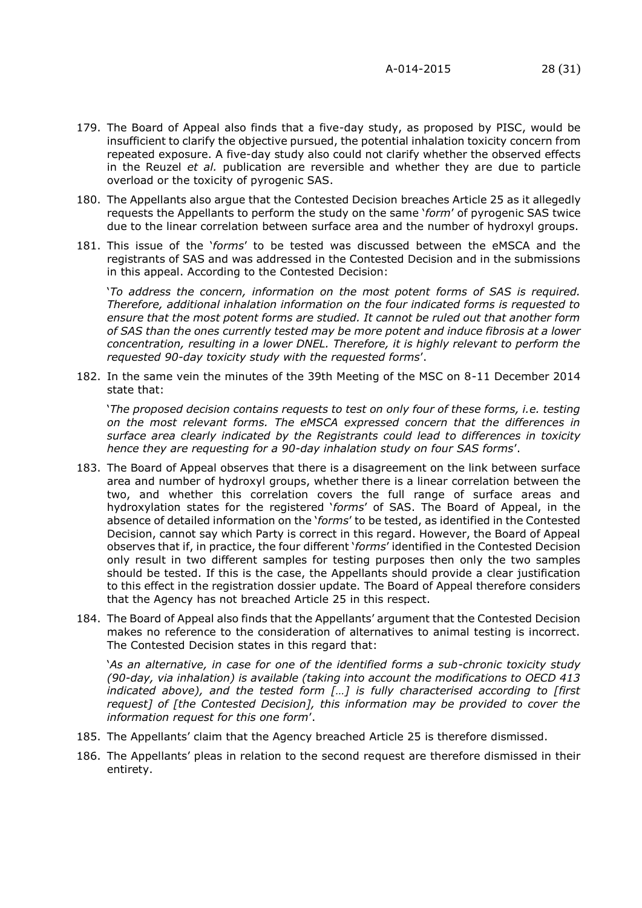179. The Board of Appeal also finds that a five-day study, as proposed by PISC, would be insufficient to clarify the objective pursued, the potential inhalation toxicity concern from repeated exposure. A five-day study also could not clarify whether the observed effects in the Reuzel *et al.* publication are reversible and whether they are due to particle overload or the toxicity of pyrogenic SAS.

180. The Appellants also argue that the Contested Decision breaches Article 25 as it allegedly requests the Appellants to perform the study on the same '*form*' of pyrogenic SAS twice due to the linear correlation between surface area and the number of hydroxyl groups.

181. This issue of the '*forms*' to be tested was discussed between the eMSCA and the registrants of SAS and was addressed in the Contested Decision and in the submissions in this appeal. According to the Contested Decision:

   '*To address the concern, information on the most potent forms of SAS is required. Therefore, additional inhalation information on the four indicated forms is requested to ensure that the most potent forms are studied. It cannot be ruled out that another form of SAS than the ones currently tested may be more potent and induce fibrosis at a lower concentration, resulting in a lower DNEL. Therefore, it is highly relevant to perform the requested 90-day toxicity study with the requested forms*'.

182. In the same vein the minutes of the 39th Meeting of the MSC on 8-11 December 2014 state that:

   '*The proposed decision contains requests to test on only four of these forms, i.e. testing on the most relevant forms. The eMSCA expressed concern that the differences in surface area clearly indicated by the Registrants could lead to differences in toxicity hence they are requesting for a 90-day inhalation study on four SAS forms*'.

183. The Board of Appeal observes that there is a disagreement on the link between surface area and number of hydroxyl groups, whether there is a linear correlation between the two, and whether this correlation covers the full range of surface areas and hydroxylation states for the registered '*forms*' of SAS. The Board of Appeal, in the absence of detailed information on the '*forms*' to be tested, as identified in the Contested Decision, cannot say which Party is correct in this regard. However, the Board of Appeal observes that if, in practice, the four different '*forms*' identified in the Contested Decision only result in two different samples for testing purposes then only the two samples should be tested. If this is the case, the Appellants should provide a clear justification to this effect in the registration dossier update. The Board of Appeal therefore considers that the Agency has not breached Article 25 in this respect.

184. The Board of Appeal also finds that the Appellants' argument that the Contested Decision makes no reference to the consideration of alternatives to animal testing is incorrect. The Contested Decision states in this regard that:

   '*As an alternative, in case for one of the identified forms a sub-chronic toxicity study (90-day, via inhalation) is available (taking into account the modifications to OECD 413 indicated above), and the tested form […] is fully characterised according to [first request] of [the Contested Decision], this information may be provided to cover the information request for this one form*'.

185. The Appellants' claim that the Agency breached Article 25 is therefore dismissed.

186. The Appellants' pleas in relation to the second request are therefore dismissed in their entirety.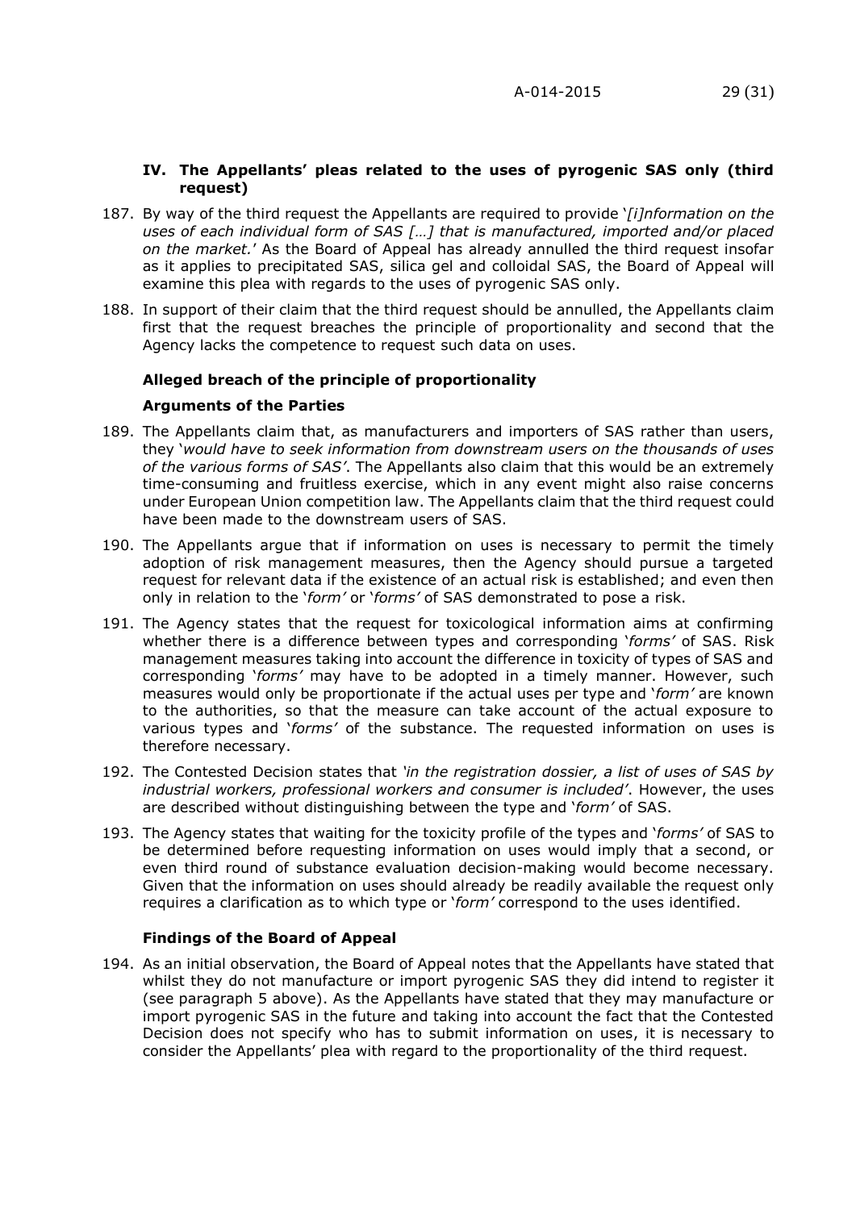## IV. The Appellants' pleas related to the uses of pyrogenic SAS only (third request)

187. By way of the third request the Appellants are required to provide '*[i]nformation on the uses of each individual form of SAS […] that is manufactured, imported and/or placed on the market.*' As the Board of Appeal has already annulled the third request insofar as it applies to precipitated SAS, silica gel and colloidal SAS, the Board of Appeal will examine this plea with regards to the uses of pyrogenic SAS only.

188. In support of their claim that the third request should be annulled, the Appellants claim first that the request breaches the principle of proportionality and second that the Agency lacks the competence to request such data on uses.

### Alleged breach of the principle of proportionality

#### Arguments of the Parties

189. The Appellants claim that, as manufacturers and importers of SAS rather than users, they '*would have to seek information from downstream users on the thousands of uses of the various forms of SAS*'. The Appellants also claim that this would be an extremely time-consuming and fruitless exercise, which in any event might also raise concerns under European Union competition law. The Appellants claim that the third request could have been made to the downstream users of SAS.

190. The Appellants argue that if information on uses is necessary to permit the timely adoption of risk management measures, then the Agency should pursue a targeted request for relevant data if the existence of an actual risk is established; and even then only in relation to the '*form*' or '*forms*' of SAS demonstrated to pose a risk.

191. The Agency states that the request for toxicological information aims at confirming whether there is a difference between types and corresponding '*forms*' of SAS. Risk management measures taking into account the difference in toxicity of types of SAS and corresponding '*forms*' may have to be adopted in a timely manner. However, such measures would only be proportionate if the actual uses per type and '*form*' are known to the authorities, so that the measure can take account of the actual exposure to various types and '*forms*' of the substance. The requested information on uses is therefore necessary.

192. The Contested Decision states that *'in the registration dossier, a list of uses of SAS by industrial workers, professional workers and consumer is included'*. However, the uses are described without distinguishing between the type and '*form*' of SAS.

193. The Agency states that waiting for the toxicity profile of the types and '*forms*' of SAS to be determined before requesting information on uses would imply that a second, or even third round of substance evaluation decision-making would become necessary. Given that the information on uses should already be readily available the request only requires a clarification as to which type or '*form*' correspond to the uses identified.

#### Findings of the Board of Appeal

194. As an initial observation, the Board of Appeal notes that the Appellants have stated that whilst they do not manufacture or import pyrogenic SAS they did intend to register it (see paragraph 5 above). As the Appellants have stated that they may manufacture or import pyrogenic SAS in the future and taking into account the fact that the Contested Decision does not specify who has to submit information on uses, it is necessary to consider the Appellants' plea with regard to the proportionality of the third request.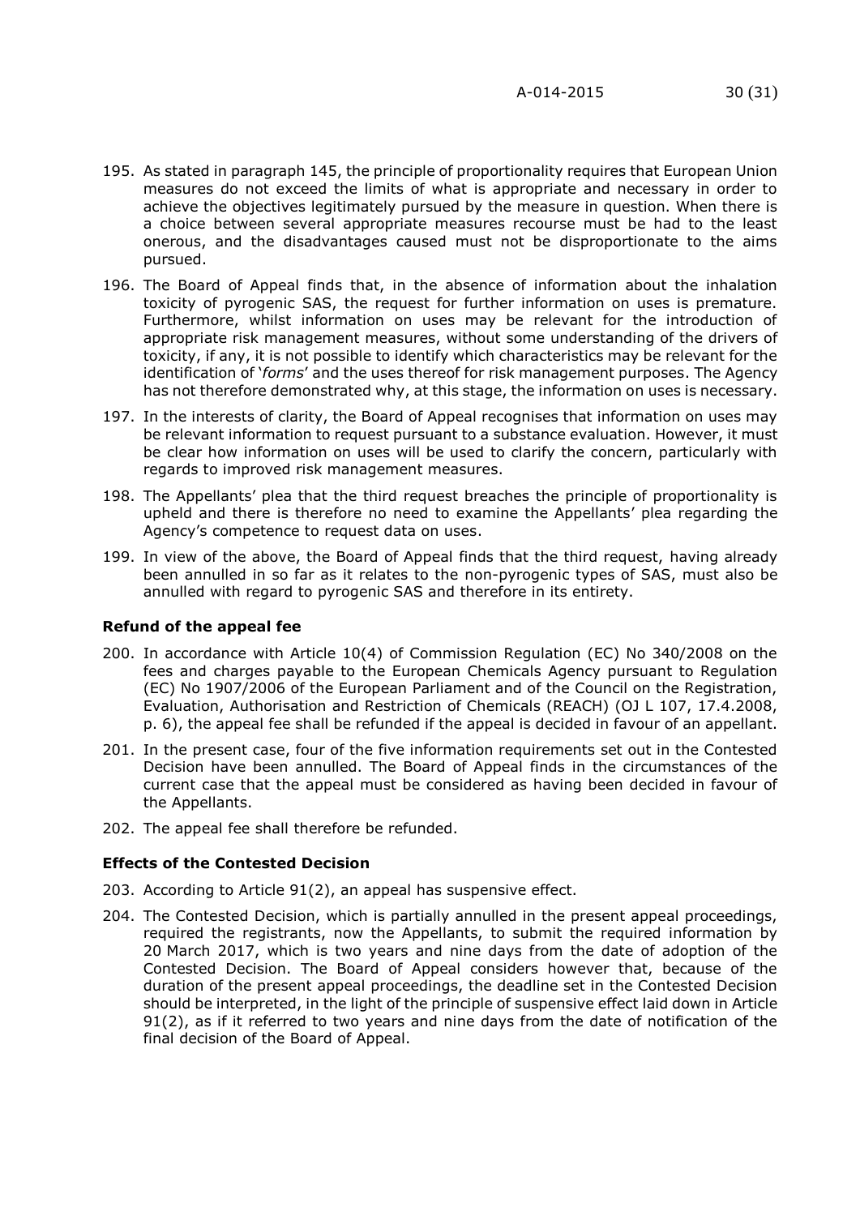195. As stated in paragraph 145, the principle of proportionality requires that European Union measures do not exceed the limits of what is appropriate and necessary in order to achieve the objectives legitimately pursued by the measure in question. When there is a choice between several appropriate measures recourse must be had to the least onerous, and the disadvantages caused must not be disproportionate to the aims pursued.

196. The Board of Appeal finds that, in the absence of information about the inhalation toxicity of pyrogenic SAS, the request for further information on uses is premature. Furthermore, whilst information on uses may be relevant for the introduction of appropriate risk management measures, without some understanding of the drivers of toxicity, if any, it is not possible to identify which characteristics may be relevant for the identification of '*forms*' and the uses thereof for risk management purposes. The Agency has not therefore demonstrated why, at this stage, the information on uses is necessary.

197. In the interests of clarity, the Board of Appeal recognises that information on uses may be relevant information to request pursuant to a substance evaluation. However, it must be clear how information on uses will be used to clarify the concern, particularly with regards to improved risk management measures.

198. The Appellants' plea that the third request breaches the principle of proportionality is upheld and there is therefore no need to examine the Appellants' plea regarding the Agency's competence to request data on uses.

199. In view of the above, the Board of Appeal finds that the third request, having already been annulled in so far as it relates to the non-pyrogenic types of SAS, must also be annulled with regard to pyrogenic SAS and therefore in its entirety.

**Refund of the appeal fee**

200. In accordance with Article 10(4) of Commission Regulation (EC) No 340/2008 on the fees and charges payable to the European Chemicals Agency pursuant to Regulation (EC) No 1907/2006 of the European Parliament and of the Council on the Registration, Evaluation, Authorisation and Restriction of Chemicals (REACH) (OJ L 107, 17.4.2008, p. 6), the appeal fee shall be refunded if the appeal is decided in favour of an appellant.

201. In the present case, four of the five information requirements set out in the Contested Decision have been annulled. The Board of Appeal finds in the circumstances of the current case that the appeal must be considered as having been decided in favour of the Appellants.

202. The appeal fee shall therefore be refunded.

**Effects of the Contested Decision**

203. According to Article 91(2), an appeal has suspensive effect.

204. The Contested Decision, which is partially annulled in the present appeal proceedings, required the registrants, now the Appellants, to submit the required information by 20 March 2017, which is two years and nine days from the date of adoption of the Contested Decision. The Board of Appeal considers however that, because of the duration of the present appeal proceedings, the deadline set in the Contested Decision should be interpreted, in the light of the principle of suspensive effect laid down in Article 91(2), as if it referred to two years and nine days from the date of notification of the final decision of the Board of Appeal.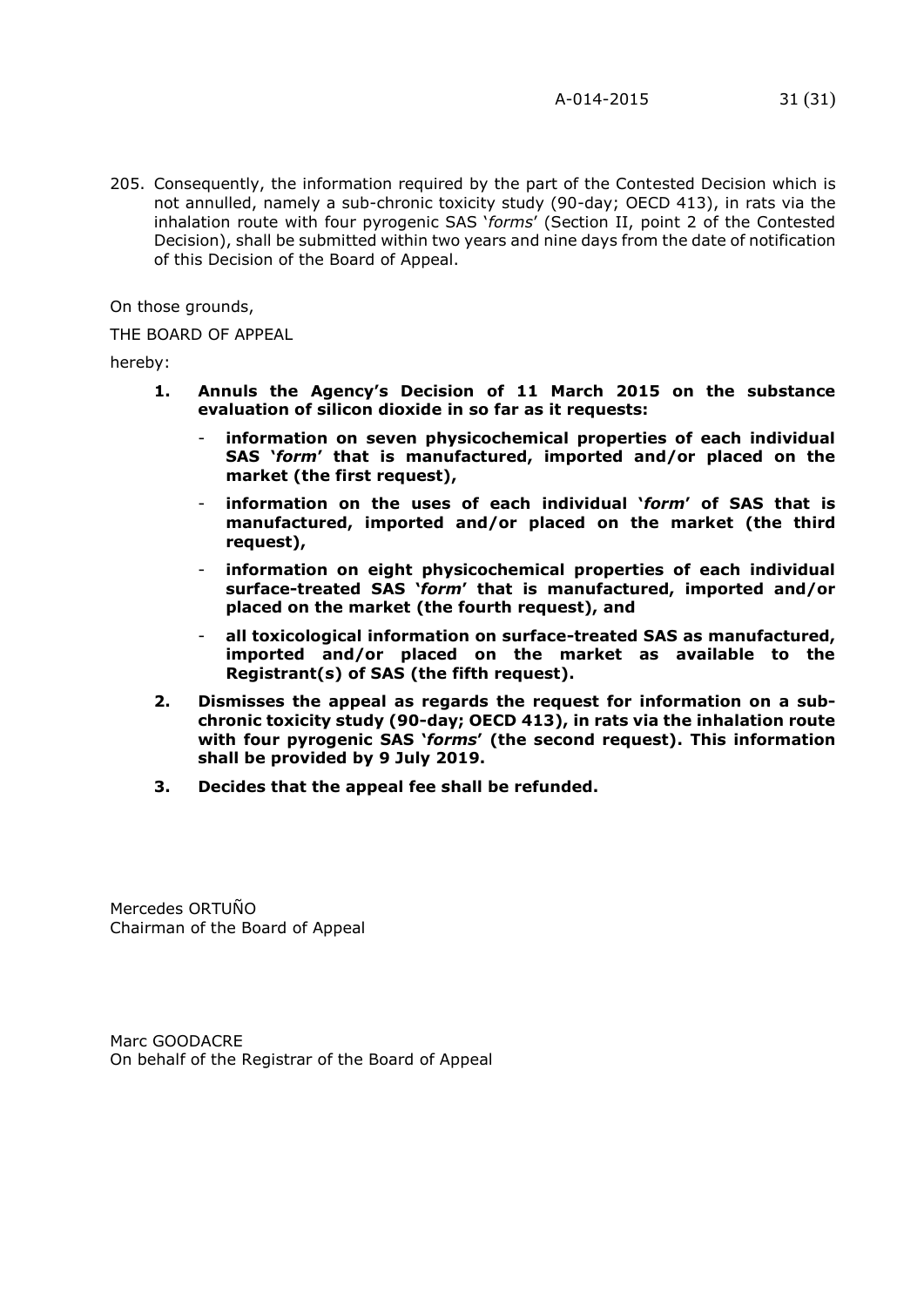205. Consequently, the information required by the part of the Contested Decision which is not annulled, namely a sub-chronic toxicity study (90-day; OECD 413), in rats via the inhalation route with four pyrogenic SAS '*forms*' (Section II, point 2 of the Contested Decision), shall be submitted within two years and nine days from the date of notification of this Decision of the Board of Appeal.

On those grounds,

THE BOARD OF APPEAL

hereby:

1. **Annuls the Agency's Decision of 11 March 2015 on the substance evaluation of silicon dioxide in so far as it requests:**
   - **information on seven physicochemical properties of each individual SAS '*form*' that is manufactured, imported and/or placed on the market (the first request),**
   - **information on the uses of each individual '*form*' of SAS that is manufactured, imported and/or placed on the market (the third request),**
   - **information on eight physicochemical properties of each individual surface-treated SAS '*form*' that is manufactured, imported and/or placed on the market (the fourth request), and**
   - **all toxicological information on surface-treated SAS as manufactured, imported and/or placed on the market as available to the Registrant(s) of SAS (the fifth request).**
2. **Dismisses the appeal as regards the request for information on a sub-chronic toxicity study (90-day; OECD 413), in rats via the inhalation route with four pyrogenic SAS '*forms*' (the second request). This information shall be provided by 9 July 2019.**
3. **Decides that the appeal fee shall be refunded.**

Mercedes ORTUÑO
Chairman of the Board of Appeal

Marc GOODACRE
On behalf of the Registrar of the Board of Appeal